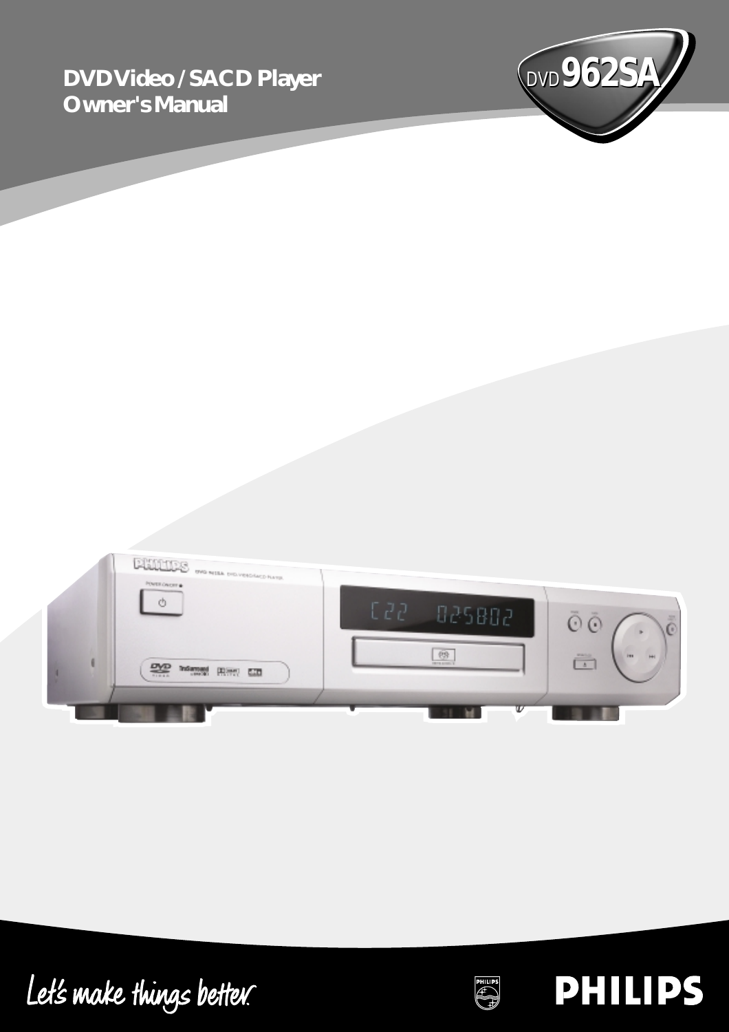# DVD Video / SACD Player
# Owner's Manual

DVD 962SA

Let's make things better.

PHILIPS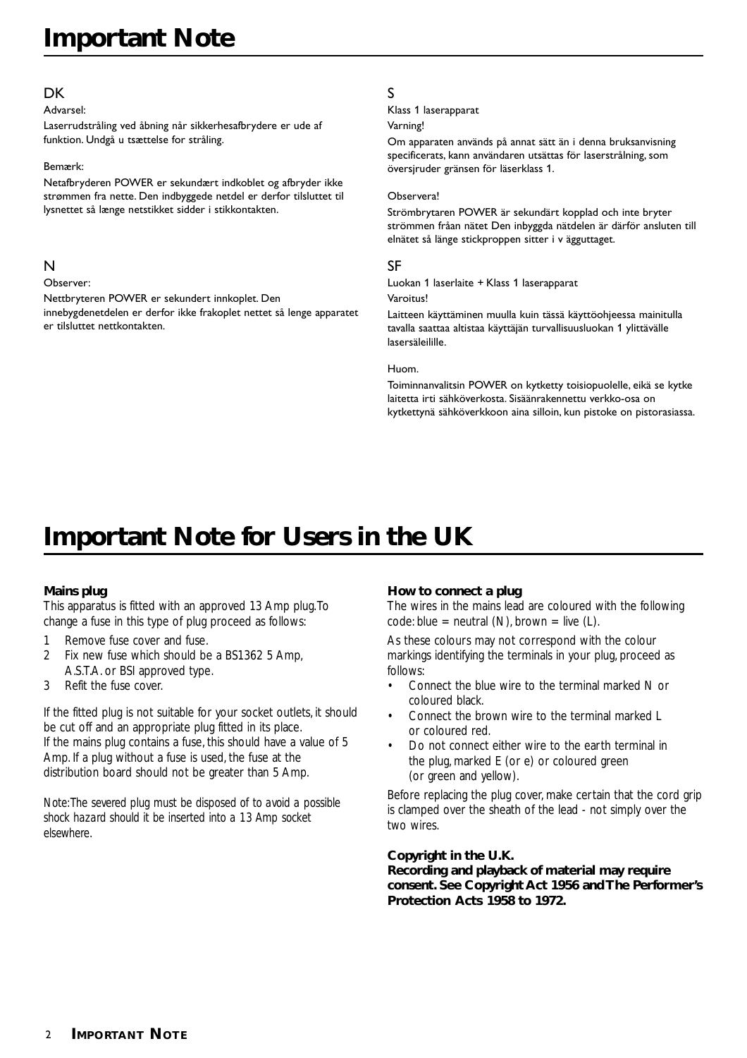# Important Note

## DK

Advarsel:

Laserrudstråling ved åbning når sikkerhesafbrydere er ude af funktion. Undgå u tsættelse for stråling.

Bemærk:

Netafbryderen POWER er sekundært indkoblet og afbryder ikke strømmen fra nette. Den indbyggede netdel er derfor tilsluttet til lysnettet så længe netstikket sidder i stikkontakten.

## N

Observer:

Nettbryteren POWER er sekundert innkoplet. Den innebygdenetdelen er derfor ikke frakoplet nettet så lenge apparatet er tilsluttet nettkontakten.

## S

Klass 1 laserapparat

Varning!

Om apparaten används på annat sätt än i denna bruksanvisning specificerats, kann användaren utsättas för laserstrålning, som översjruder gränsen för läserklass 1.

Observera!

Strömbrytaren POWER är sekundärt kopplad och inte bryter strömmen fråan nätet Den inbyggda nätdelen är därför ansluten till elnätet så länge stickproppen sitter i v ägguttaget.

## SF

Luokan 1 laserlaite + Klass 1 laserapparat

Varoitus!

Laitteen käyttäminen muulla kuin tässä käyttöohjeessa mainitulla tavalla saattaa altistaa käyttäjän turvallisuusluokan 1 ylittävälle lasersäleilille.

Huom.

Toiminnanvalitsin POWER on kytketty toisiopuolelle, eikä se kytke laitetta irti sähköverkosta. Sisäänrakennettu verkko-osa on kytkettynä sähköverkkoon aina silloin, kun pistoke on pistorasiassa.

# Important Note for Users in the UK

### Mains plug

This apparatus is fitted with an approved 13 Amp plug.To change a fuse in this type of plug proceed as follows:

1. Remove fuse cover and fuse.
2. Fix new fuse which should be a BS1362 5 Amp, A.S.T.A. or BSI approved type.
3. Refit the fuse cover.

If the fitted plug is not suitable for your socket outlets, it should be cut off and an appropriate plug fitted in its place.
If the mains plug contains a fuse, this should have a value of 5 Amp. If a plug without a fuse is used, the fuse at the distribution board should not be greater than 5 Amp.

*Note:The severed plug must be disposed of to avoid a possible shock hazard should it be inserted into a 13 Amp socket elsewhere.*

### How to connect a plug

The wires in the mains lead are coloured with the following code: blue = neutral (N), brown = live (L).

As these colours may not correspond with the colour markings identifying the terminals in your plug, proceed as follows:

- Connect the blue wire to the terminal marked N or coloured black.
- Connect the brown wire to the terminal marked L or coloured red.
- Do not connect either wire to the earth terminal in the plug, marked E (or e) or coloured green (or green and yellow).

Before replacing the plug cover, make certain that the cord grip is clamped over the sheath of the lead - not simply over the two wires.

**Copyright in the U.K.**
**Recording and playback of material may require consent. See Copyright Act 1956 and The Performer's Protection Acts 1958 to 1972.**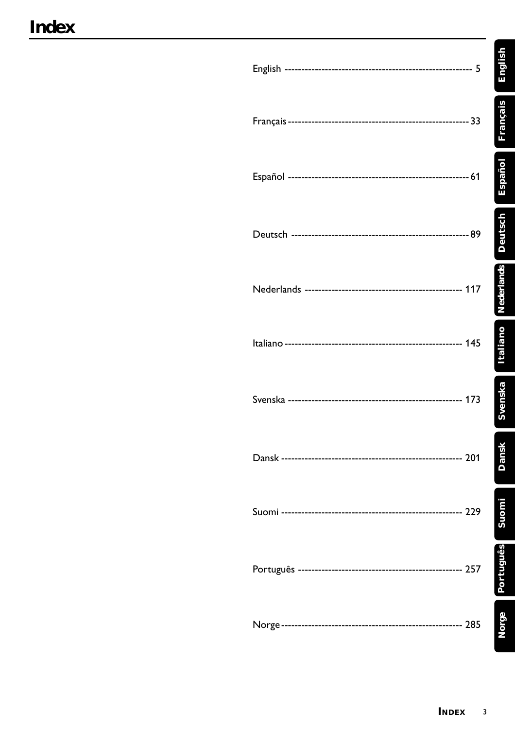# Index

English ------------------------------------------------------ 5

Français------------------------------------------------------33

Español ------------------------------------------------------61

Deutsch ------------------------------------------------------89

Nederlands ------------------------------------------------ 117

Italiano----------------------------------------------------- 145

Svenska ---------------------------------------------------- 173

Dansk ------------------------------------------------------- 201

Suomi ------------------------------------------------------ 229

Português ------------------------------------------------ 257

Norge------------------------------------------------------ 285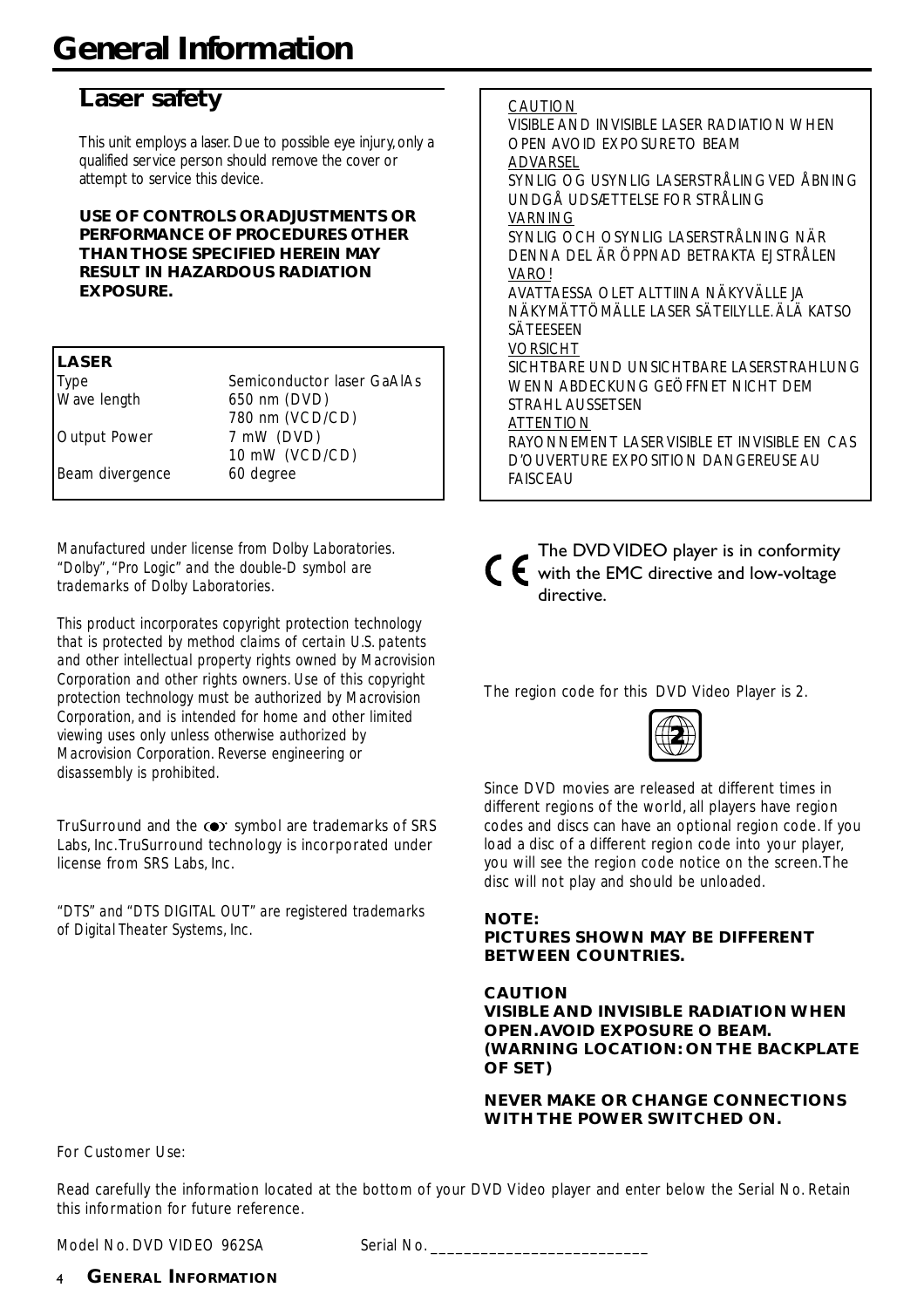# General Information

## Laser safety

This unit employs a laser. Due to possible eye injury, only a qualified service person should remove the cover or attempt to service this device.

**USE OF CONTROLS OR ADJUSTMENTS OR PERFORMANCE OF PROCEDURES OTHER THAN THOSE SPECIFIED HEREIN MAY RESULT IN HAZARDOUS RADIATION EXPOSURE.**

| **LASER** | |
|---|---|
| Type | Semiconductor laser GaAlAs |
| Wave length | 650 nm (DVD) |
| | 780 nm (VCD/CD) |
| Output Power | 7 mW (DVD) |
| | 10 mW (VCD/CD) |
| Beam divergence | 60 degree |

*Manufactured under license from Dolby Laboratories. "Dolby", "Pro Logic" and the double-D symbol are trademarks of Dolby Laboratories.*

*This product incorporates copyright protection technology that is protected by method claims of certain U.S. patents and other intellectual property rights owned by Macrovision Corporation and other rights owners. Use of this copyright protection technology must be authorized by Macrovision Corporation, and is intended for home and other limited viewing uses only unless otherwise authorized by Macrovision Corporation. Reverse engineering or disassembly is prohibited.*

TruSurround and the symbol are trademarks of SRS Labs, Inc. TruSurround technology is incorporated under license from SRS Labs, Inc.

*"DTS" and "DTS DIGITAL OUT" are registered trademarks of Digital Theater Systems, Inc.*

CAUTION
VISIBLE AND INVISIBLE LASER RADIATION WHEN OPEN AVOID EXPOSURE TO BEAM
ADVARSEL
SYNLIG OG USYNLIG LASERSTRÅLING VED ÅBNING UNDGÅ UDSÆTTELSE FOR STRÅLING
VARNING
SYNLIG OCH OSYNLIG LASERSTRÅLNING NÄR DENNA DEL ÄR ÖPPNAD BETRAKTA EJ STRÅLEN
VARO!
AVATTAESSA OLET ALTTIINA NÄKYVÄLLE JA NÄKYMÄTTÖMÄLLE LASER SÄTEILYLLE. ÄLÄ KATSO SÄTEESEEN
VORSICHT
SICHTBARE UND UNSICHTBARE LASERSTRAHLUNG WENN ABDECKUNG GEÖFFNET NICHT DEM STRAHL AUSSETSEN
ATTENTION
RAYONNEMENT LASER VISIBLE ET INVISIBLE EN CAS D'OUVERTURE EXPOSITION DANGEREUSE AU FAISCEAU

CE The DVD VIDEO player is in conformity with the EMC directive and low-voltage directive.

The region code for this DVD Video Player is 2.

Since DVD movies are released at different times in different regions of the world, all players have region codes and discs can have an optional region code. If you load a disc of a different region code into your player, you will see the region code notice on the screen. The disc will not play and should be unloaded.

**NOTE:**
**PICTURES SHOWN MAY BE DIFFERENT BETWEEN COUNTRIES.**

**CAUTION**
**VISIBLE AND INVISIBLE RADIATION WHEN OPEN. AVOID EXPOSURE O BEAM. (WARNING LOCATION: ON THE BACKPLATE OF SET)**

**NEVER MAKE OR CHANGE CONNECTIONS WITH THE POWER SWITCHED ON.**

For Customer Use:

Read carefully the information located at the bottom of your DVD Video player and enter below the Serial No. Retain this information for future reference.

Model No. DVD VIDEO 962SA Serial No. ___________________________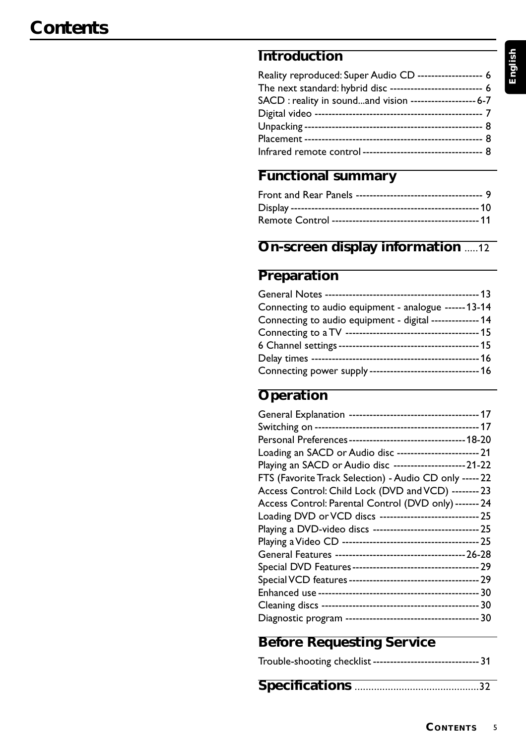# Contents

## Introduction

Reality reproduced: Super Audio CD ------------------ 6
The next standard: hybrid disc -------------------------- 6
SACD : reality in sound...and vision ------------------ 6-7
Digital video ----------------------------------------------- 7
Unpacking -------------------------------------------------- 8
Placement -------------------------------------------------- 8
Infrared remote control --------------------------------- 8

## Functional summary

Front and Rear Panels ------------------------------------ 9
Display ------------------------------------------------------ 10
Remote Control ------------------------------------------ 11

## On-screen display information .....12

## Preparation

General Notes -------------------------------------------- 13
Connecting to audio equipment - analogue ------ 13-14
Connecting to audio equipment - digital ------------- 14
Connecting to a TV -------------------------------------- 15
6 Channel settings ---------------------------------------- 15
Delay times ----------------------------------------------- 16
Connecting power supply ------------------------------- 16

## Operation

General Explanation ------------------------------------- 17
Switching on ---------------------------------------------- 17
Personal Preferences --------------------------------- 18-20
Loading an SACD or Audio disc ----------------------- 21
Playing an SACD or Audio disc -------------------- 21-22
FTS (Favorite Track Selection) - Audio CD only ----- 22
Access Control: Child Lock (DVD and VCD) -------- 23
Access Control: Parental Control (DVD only) ------- 24
Loading DVD or VCD discs ---------------------------- 25
Playing a DVD-video discs ----------------------------- 25
Playing a Video CD -------------------------------------- 25
General Features ------------------------------------ 26-28
Special DVD Features ----------------------------------- 29
Special VCD features ------------------------------------ 29
Enhanced use --------------------------------------------- 30
Cleaning discs -------------------------------------------- 30
Diagnostic program -------------------------------------- 30

## Before Requesting Service

Trouble-shooting checklist ------------------------------ 31

## Specifications .............................................32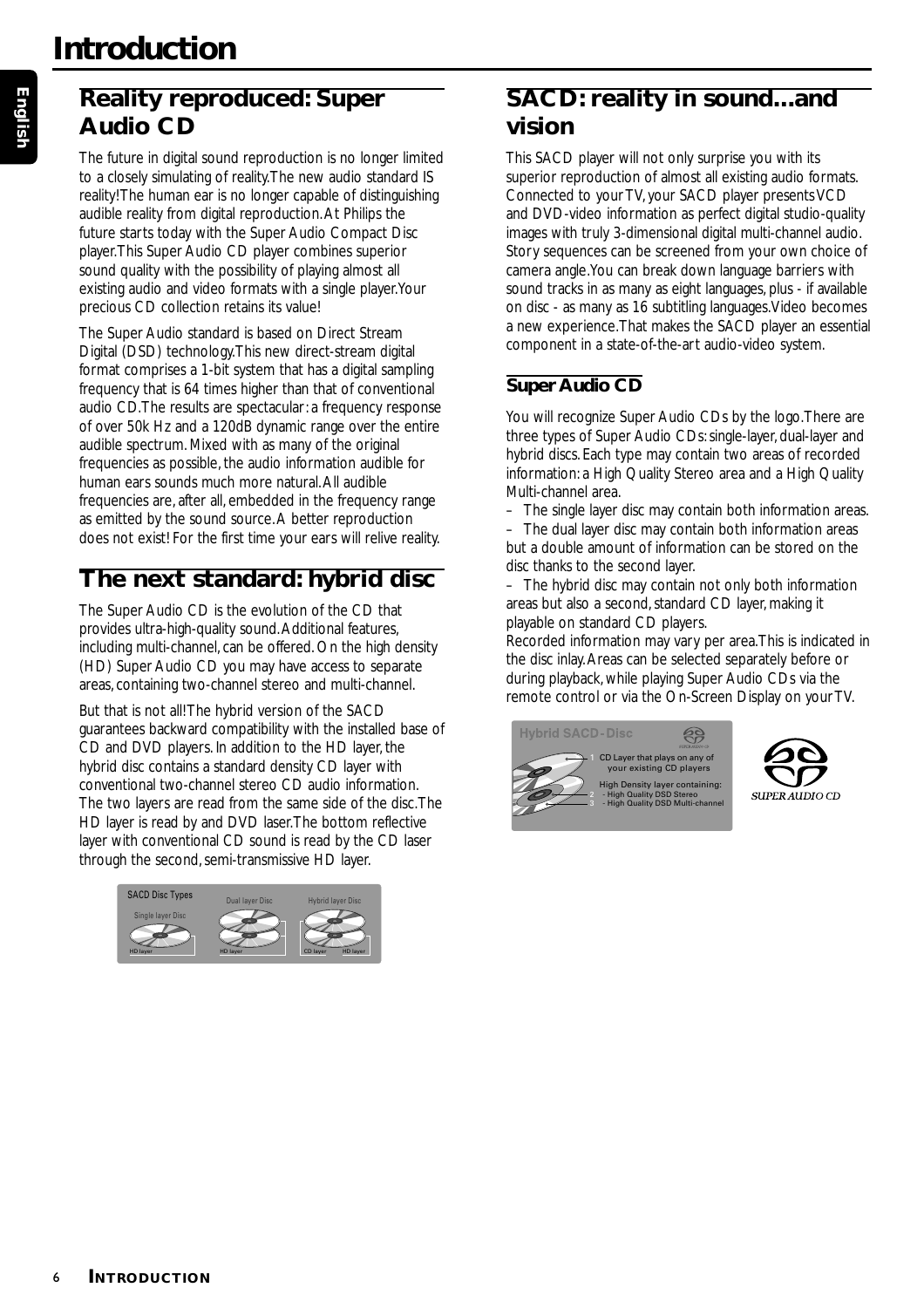# Introduction

## Reality reproduced: Super Audio CD

The future in digital sound reproduction is no longer limited to a closely simulating of reality.The new audio standard IS reality!The human ear is no longer capable of distinguishing audible reality from digital reproduction.At Philips the future starts today with the Super Audio Compact Disc player.This Super Audio CD player combines superior sound quality with the possibility of playing almost all existing audio and video formats with a single player.Your precious CD collection retains its value!

The Super Audio standard is based on Direct Stream Digital (DSD) technology.This new direct-stream digital format comprises a 1-bit system that has a digital sampling frequency that is 64 times higher than that of conventional audio CD.The results are spectacular: a frequency response of over 50k Hz and a 120dB dynamic range over the entire audible spectrum. Mixed with as many of the original frequencies as possible, the audio information audible for human ears sounds much more natural.All audible frequencies are, after all, embedded in the frequency range as emitted by the sound source.A better reproduction does not exist! For the first time your ears will relive reality.

## The next standard: hybrid disc

The Super Audio CD is the evolution of the CD that provides ultra-high-quality sound.Additional features, including multi-channel, can be offered. On the high density (HD) Super Audio CD you may have access to separate areas, containing two-channel stereo and multi-channel.

But that is not all!The hybrid version of the SACD guarantees backward compatibility with the installed base of CD and DVD players. In addition to the HD layer, the hybrid disc contains a standard density CD layer with conventional two-channel stereo CD audio information. The two layers are read from the same side of the disc.The HD layer is read by and DVD laser.The bottom reflective layer with conventional CD sound is read by the CD laser through the second, semi-transmissive HD layer.

SACD Disc Types
Single layer Disc — HD layer
Dual layer Disc — HD layer
Hybrid layer Disc — CD layer, HD layer

## SACD: reality in sound...and vision

This SACD player will not only surprise you with its superior reproduction of almost all existing audio formats. Connected to your TV, your SACD player presents VCD and DVD-video information as perfect digital studio-quality images with truly 3-dimensional digital multi-channel audio. Story sequences can be screened from your own choice of camera angle.You can break down language barriers with sound tracks in as many as eight languages, plus - if available on disc - as many as 16 subtitling languages.Video becomes a new experience.That makes the SACD player an essential component in a state-of-the-art audio-video system.

### Super Audio CD

You will recognize Super Audio CDs by the logo.There are three types of Super Audio CDs: single-layer, dual-layer and hybrid discs. Each type may contain two areas of recorded information: a High Quality Stereo area and a High Quality Multi-channel area.

– The single layer disc may contain both information areas.

– The dual layer disc may contain both information areas but a double amount of information can be stored on the disc thanks to the second layer.

– The hybrid disc may contain not only both information areas but also a second, standard CD layer, making it playable on standard CD players.

Recorded information may vary per area.This is indicated in the disc inlay.Areas can be selected separately before or during playback, while playing Super Audio CDs via the remote control or via the On-Screen Display on your TV.

Hybrid SACD-Disc
1 CD Layer that plays on any of your existing CD players
High Density layer containing:
2 - High Quality DSD Stereo
3 - High Quality DSD Multi-channel

SUPER AUDIO CD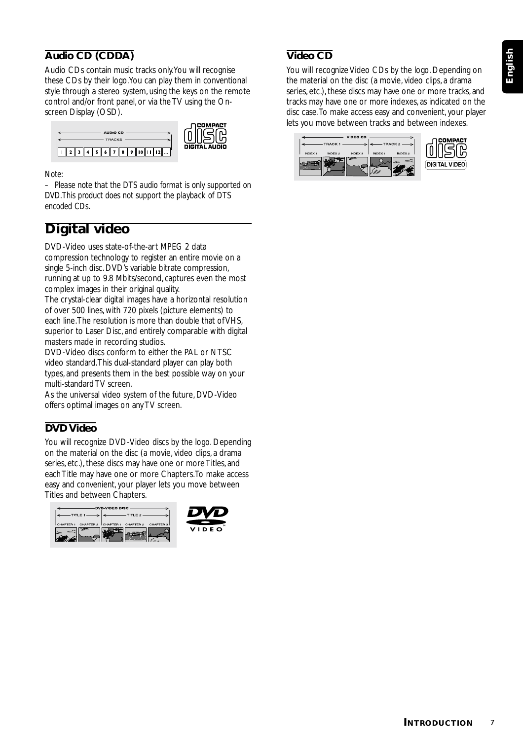## Audio CD (CDDA)

Audio CDs contain music tracks only.You will recognise these CDs by their logo.You can play them in conventional style through a stereo system, using the keys on the remote control and/or front panel, or via the TV using the On-screen Display (OSD).

*Note:*

*– Please note that the DTS audio format is only supported on DVD.This product does not support the playback of DTS encoded CDs.*

# Digital video

DVD-Video uses state-of-the-art MPEG 2 data compression technology to register an entire movie on a single 5-inch disc. DVD's variable bitrate compression, running at up to 9.8 Mbits/second, captures even the most complex images in their original quality.

The crystal-clear digital images have a horizontal resolution of over 500 lines, with 720 pixels (picture elements) to each line.The resolution is more than double that of VHS, superior to Laser Disc, and entirely comparable with digital masters made in recording studios.

DVD-Video discs conform to either the PAL or NTSC video standard.This dual-standard player can play both types, and presents them in the best possible way on your multi-standard TV screen.

As the universal video system of the future, DVD-Video offers optimal images on any TV screen.

## DVD Video

You will recognize DVD-Video discs by the logo. Depending on the material on the disc (a movie, video clips, a drama series, etc.), these discs may have one or more Titles, and each Title may have one or more Chapters.To make access easy and convenient, your player lets you move between Titles and between Chapters.

## Video CD

You will recognize Video CDs by the logo. Depending on the material on the disc (a movie, video clips, a drama series, etc.), these discs may have one or more tracks, and tracks may have one or more indexes, as indicated on the disc case.To make access easy and convenient, your player lets you move between tracks and between indexes.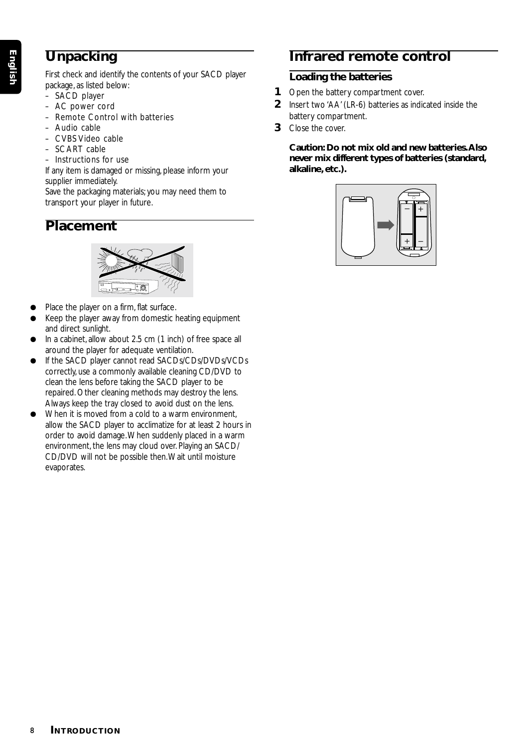## Unpacking

First check and identify the contents of your SACD player package, as listed below:

- SACD player
- AC power cord
- Remote Control with batteries
- Audio cable
- CVBS Video cable
- SCART cable
- Instructions for use

If any item is damaged or missing, please inform your supplier immediately.
Save the packaging materials; you may need them to transport your player in future.

## Placement

- Place the player on a firm, flat surface.
- Keep the player away from domestic heating equipment and direct sunlight.
- In a cabinet, allow about 2.5 cm (1 inch) of free space all around the player for adequate ventilation.
- If the SACD player cannot read SACDs/CDs/DVDs/VCDs correctly, use a commonly available cleaning CD/DVD to clean the lens before taking the SACD player to be repaired. Other cleaning methods may destroy the lens. Always keep the tray closed to avoid dust on the lens.
- When it is moved from a cold to a warm environment, allow the SACD player to acclimatize for at least 2 hours in order to avoid damage. When suddenly placed in a warm environment, the lens may cloud over. Playing an SACD/CD/DVD will not be possible then. Wait until moisture evaporates.

## Infrared remote control

### Loading the batteries

1. Open the battery compartment cover.
2. Insert two 'AA' (LR-6) batteries as indicated inside the battery compartment.
3. Close the cover.

**Caution: Do not mix old and new batteries. Also never mix different types of batteries (standard, alkaline, etc.).**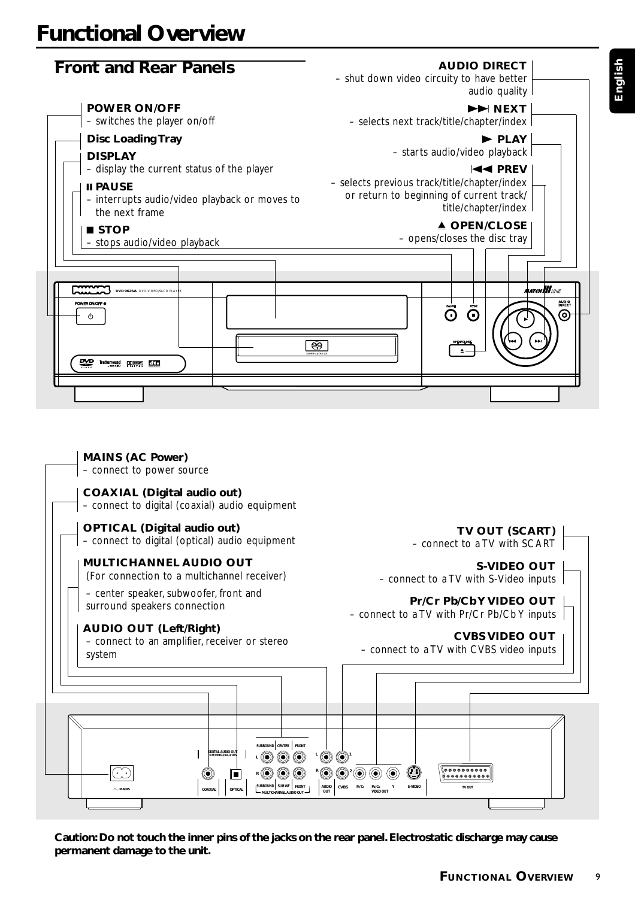# Functional Overview

## Front and Rear Panels

**POWER ON/OFF**
– switches the player on/off

**Disc Loading Tray**

**DISPLAY**
– display the current status of the player

**II PAUSE**
– interrupts audio/video playback or moves to the next frame

**■ STOP**
– stops audio/video playback

**AUDIO DIRECT**
– shut down video circuity to have better audio quality

**▶▶I NEXT**
– selects next track/title/chapter/index

**▶ PLAY**
– starts audio/video playback

**I◀◀ PREV**
– selects previous track/title/chapter/index or return to beginning of current track/title/chapter/index

**▲ OPEN/CLOSE**
– opens/closes the disc tray

**MAINS (AC Power)**
– connect to power source

**COAXIAL (Digital audio out)**
– connect to digital (coaxial) audio equipment

**OPTICAL (Digital audio out)**
– connect to digital (optical) audio equipment

**MULTICHANNEL AUDIO OUT**
(For connection to a multichannel receiver)
– center speaker, subwoofer, front and surround speakers connection

**AUDIO OUT (Left/Right)**
– connect to an amplifier, receiver or stereo system

**TV OUT (SCART)**
– connect to a TV with SCART

**S-VIDEO OUT**
– connect to a TV with S-Video inputs

**Pr/Cr Pb/CbY VIDEO OUT**
– connect to a TV with Pr/Cr Pb/Cb Y inputs

**CVBS VIDEO OUT**
– connect to a TV with CVBS video inputs

**Caution: Do not touch the inner pins of the jacks on the rear panel. Electrostatic discharge may cause permanent damage to the unit.**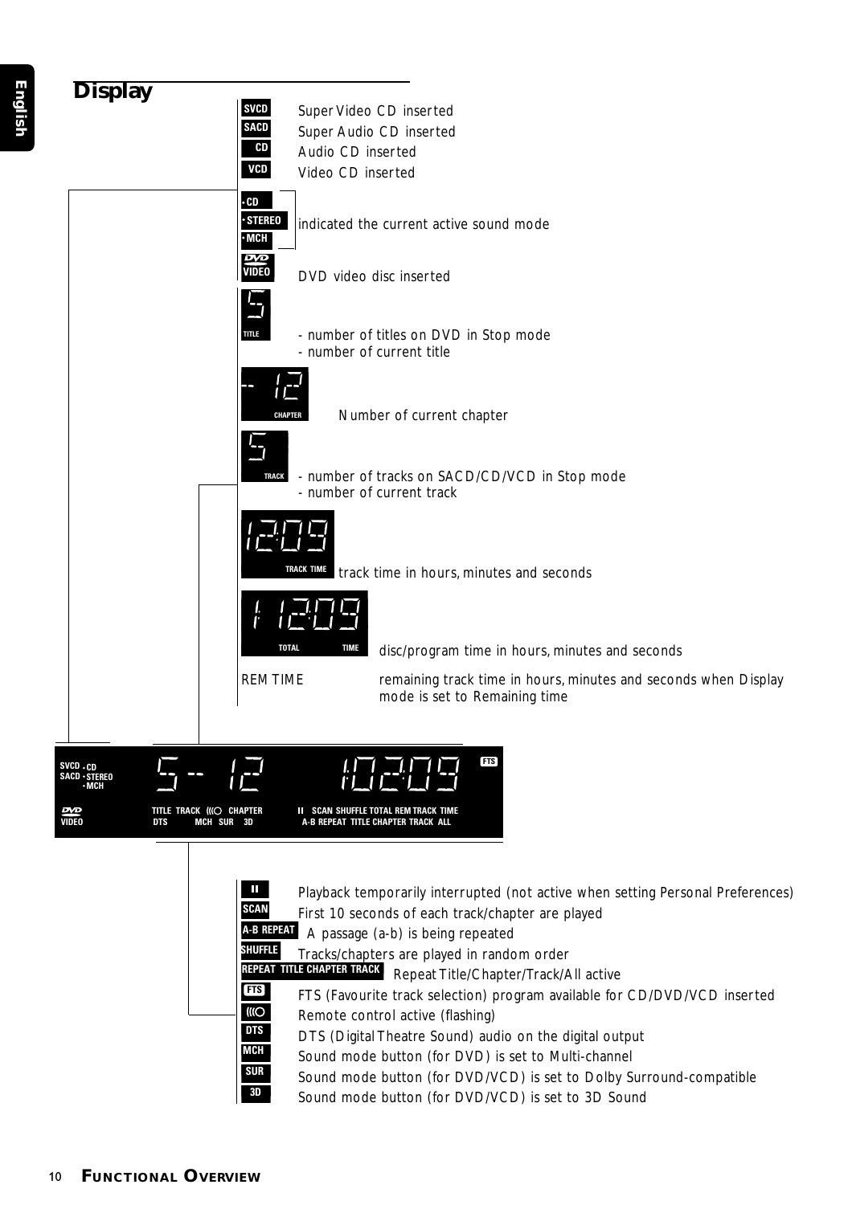## Display

| Indicator | Description |
| --- | --- |
| SVCD | Super Video CD inserted |
| SACD | Super Audio CD inserted |
| CD | Audio CD inserted |
| VCD | Video CD inserted |
| • CD / • STEREO / • MCH | indicated the current active sound mode |
| DVD VIDEO | DVD video disc inserted |
| 5 TITLE | - number of titles on DVD in Stop mode<br>- number of current title |
| -- 12 CHAPTER | Number of current chapter |
| 5 TRACK | - number of tracks on SACD/CD/VCD in Stop mode<br>- number of current track |
| 12:09 TRACK TIME | track time in hours, minutes and seconds |
| 1:12:09 TOTAL TIME | disc/program time in hours, minutes and seconds |
| REM TIME | remaining track time in hours, minutes and seconds when Display mode is set to Remaining time |

SVCD • CD SACD • STEREO • MCH DVD VIDEO TITLE TRACK ((( CHAPTER DTS MCH SUR 3D II SCAN SHUFFLE TOTAL REM TRACK TIME A-B REPEAT TITLE CHAPTER TRACK ALL FTS

| Indicator | Description |
| --- | --- |
| II | Playback temporarily interrupted (not active when setting Personal Preferences) |
| SCAN | First 10 seconds of each track/chapter are played |
| A-B REPEAT | A passage (a-b) is being repeated |
| SHUFFLE | Tracks/chapters are played in random order |
| REPEAT TITLE CHAPTER TRACK | Repeat Title/Chapter/Track/All active |
| FTS | FTS (Favourite track selection) program available for CD/DVD/VCD inserted |
| ((( | Remote control active (flashing) |
| DTS | DTS (Digital Theatre Sound) audio on the digital output |
| MCH | Sound mode button (for DVD) is set to Multi-channel |
| SUR | Sound mode button (for DVD/VCD) is set to Dolby Surround-compatible |
| 3D | Sound mode button (for DVD/VCD) is set to 3D Sound |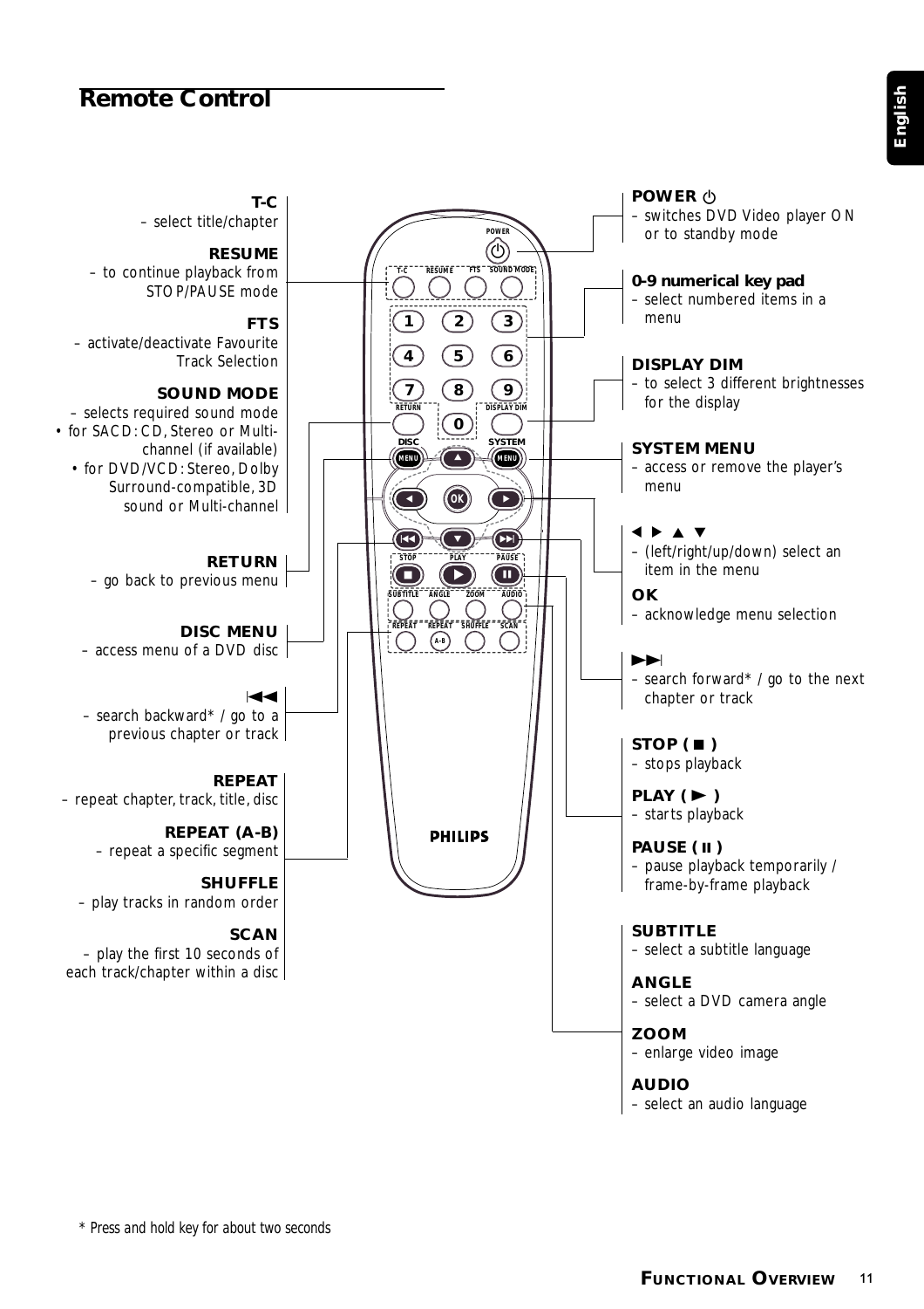## Remote Control

**T-C**
– select title/chapter

**RESUME**
– to continue playback from STOP/PAUSE mode

**FTS**
– activate/deactivate Favourite Track Selection

**SOUND MODE**
– selects required sound mode
• for SACD: CD, Stereo or Multi-channel (if available)
• for DVD/VCD: Stereo, Dolby Surround-compatible, 3D sound or Multi-channel

**RETURN**
– go back to previous menu

**DISC MENU**
– access menu of a DVD disc

**⏮**
– search backward* / go to a previous chapter or track

**REPEAT**
– repeat chapter, track, title, disc

**REPEAT (A-B)**
– repeat a specific segment

**SHUFFLE**
– play tracks in random order

**SCAN**
– play the first 10 seconds of each track/chapter within a disc

**POWER ⏻**
– switches DVD Video player ON or to standby mode

**0-9 numerical key pad**
– select numbered items in a menu

**DISPLAY DIM**
– to select 3 different brightnesses for the display

**SYSTEM MENU**
– access or remove the player's menu

**◀ ▶ ▲ ▼**
– (left/right/up/down) select an item in the menu

**OK**
– acknowledge menu selection

**⏭**
– search forward* / go to the next chapter or track

**STOP ( ■ )**
– stops playback

**PLAY ( ▶ )**
– starts playback

**PAUSE ( ⏸ )**
– pause playback temporarily / frame-by-frame playback

**SUBTITLE**
– select a subtitle language

**ANGLE**
– select a DVD camera angle

**ZOOM**
– enlarge video image

**AUDIO**
– select an audio language

* Press and hold key for about two seconds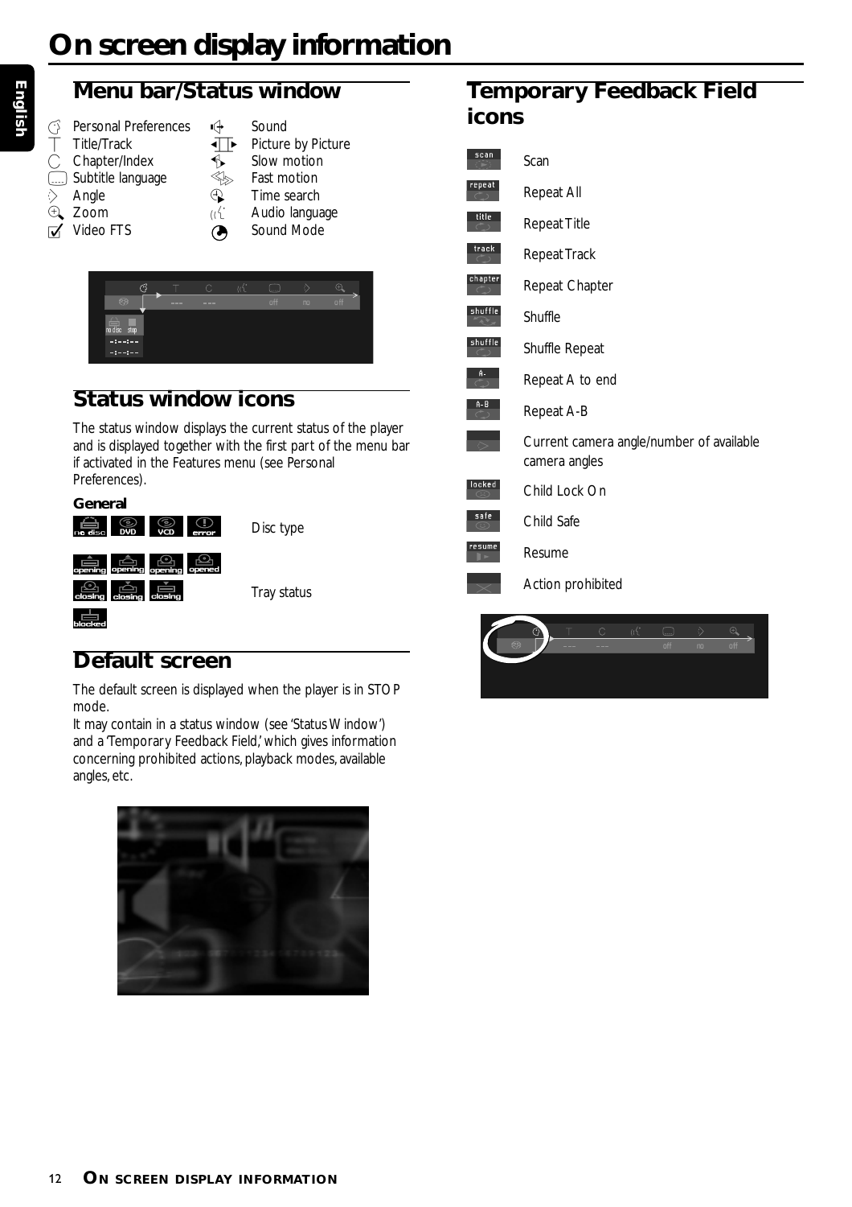# On screen display information

## Menu bar/Status window

- Personal Preferences
- Title/Track
- Chapter/Index
- Subtitle language
- Angle
- Zoom
- Video FTS
- Sound
- Picture by Picture
- Slow motion
- Fast motion
- Time search
- Audio language
- Sound Mode

## Status window icons

The status window displays the current status of the player and is displayed together with the first part of the menu bar if activated in the Features menu (see Personal Preferences).

**General**

| Icons | Description |
|---|---|
| no disc, DVD, VCD, error | Disc type |
| opening, opening, opening, opened, closing, closing, closing, blocked | Tray status |

## Default screen

The default screen is displayed when the player is in STOP mode.

It may contain in a status window (see 'Status Window') and a 'Temporary Feedback Field,' which gives information concerning prohibited actions, playback modes, available angles, etc.

## Temporary Feedback Field icons

| Icon | Description |
|---|---|
| scan | Scan |
| repeat | Repeat All |
| title | Repeat Title |
| track | Repeat Track |
| chapter | Repeat Chapter |
| shuffle | Shuffle |
| shuffle | Shuffle Repeat |
| A- | Repeat A to end |
| A-B | Repeat A-B |
| | Current camera angle/number of available camera angles |
| locked | Child Lock On |
| safe | Child Safe |
| resume | Resume |
| | Action prohibited |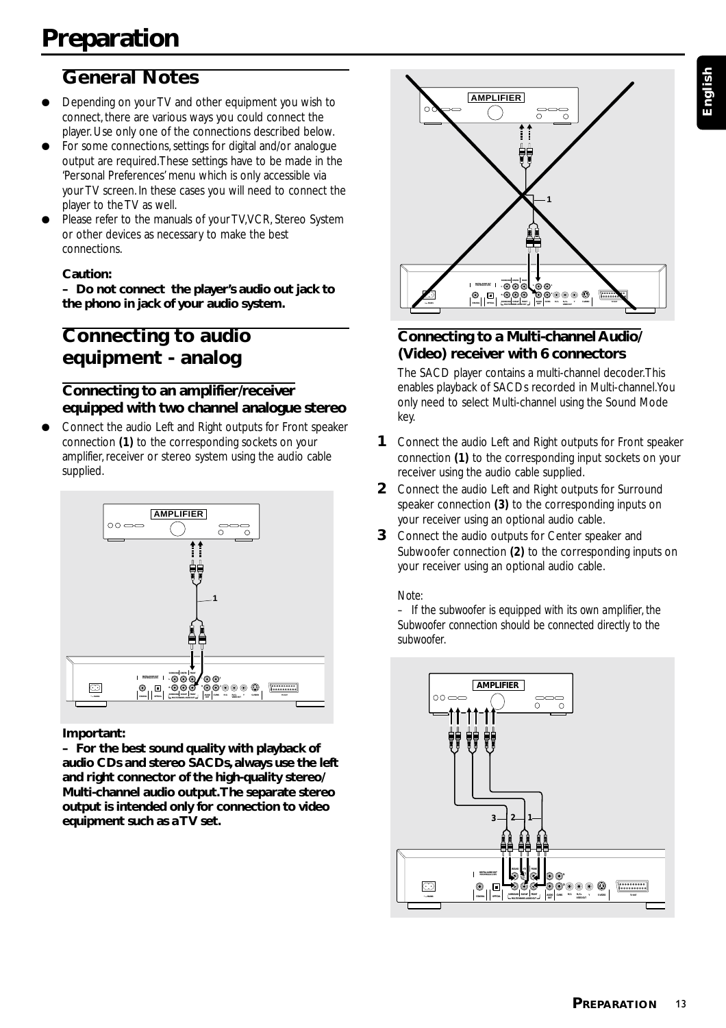# Preparation

## General Notes

- Depending on your TV and other equipment you wish to connect, there are various ways you could connect the player. Use only one of the connections described below.
- For some connections, settings for digital and/or analogue output are required. These settings have to be made in the 'Personal Preferences' menu which is only accessible via your TV screen. In these cases you will need to connect the player to the TV as well.
- Please refer to the manuals of your TV, VCR, Stereo System or other devices as necessary to make the best connections.

**Caution:**
**– Do not connect the player's audio out jack to the phono in jack of your audio system.**

## Connecting to audio equipment - analog

### Connecting to an amplifier/receiver equipped with two channel analogue stereo

- Connect the audio Left and Right outputs for Front speaker connection **(1)** to the corresponding sockets on your amplifier, receiver or stereo system using the audio cable supplied.

**Important:**
**– For the best sound quality with playback of audio CDs and stereo SACDs, always use the left and right connector of the high-quality stereo/ Multi-channel audio output. The separate stereo output is intended only for connection to video equipment such as a TV set.**

### Connecting to a Multi-channel Audio/ (Video) receiver with 6 connectors

The SACD player contains a multi-channel decoder. This enables playback of SACDs recorded in Multi-channel. You only need to select Multi-channel using the Sound Mode key.

1. Connect the audio Left and Right outputs for Front speaker connection **(1)** to the corresponding input sockets on your receiver using the audio cable supplied.
2. Connect the audio Left and Right outputs for Surround speaker connection **(3)** to the corresponding inputs on your receiver using an optional audio cable.
3. Connect the audio outputs for Center speaker and Subwoofer connection **(2)** to the corresponding inputs on your receiver using an optional audio cable.

Note:
– If the subwoofer is equipped with its own amplifier, the Subwoofer connection should be connected directly to the subwoofer.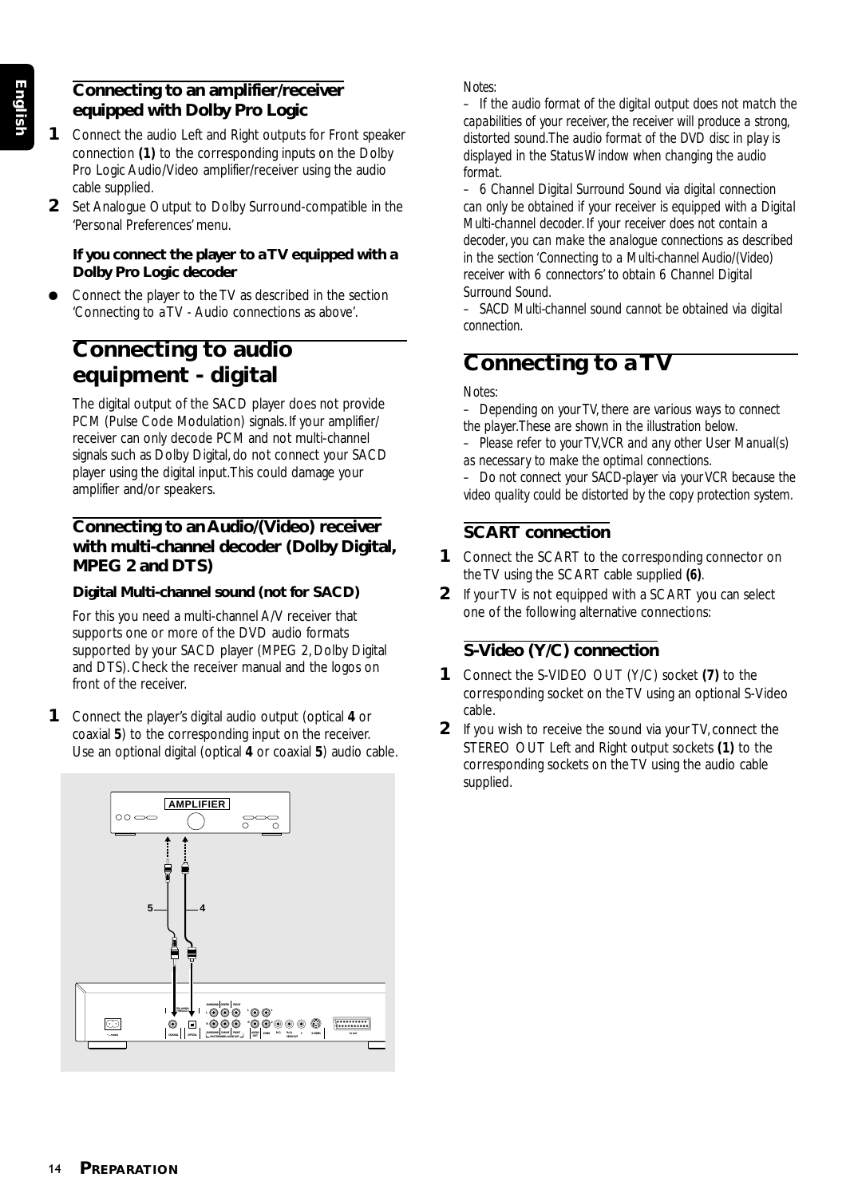### Connecting to an amplifier/receiver equipped with Dolby Pro Logic

1. Connect the audio Left and Right outputs for Front speaker connection **(1)** to the corresponding inputs on the Dolby Pro Logic Audio/Video amplifier/receiver using the audio cable supplied.
2. Set Analogue Output to Dolby Surround-compatible in the 'Personal Preferences' menu.

**If you connect the player to a TV equipped with a Dolby Pro Logic decoder**

- Connect the player to the TV as described in the section 'Connecting to a TV - Audio connections as above'.

## Connecting to audio equipment - digital

The digital output of the SACD player does not provide PCM (Pulse Code Modulation) signals. If your amplifier/ receiver can only decode PCM and not multi-channel signals such as Dolby Digital, do not connect your SACD player using the digital input. This could damage your amplifier and/or speakers.

### Connecting to an Audio/(Video) receiver with multi-channel decoder (Dolby Digital, MPEG 2 and DTS)

**Digital Multi-channel sound (not for SACD)**

For this you need a multi-channel A/V receiver that supports one or more of the DVD audio formats supported by your SACD player (MPEG 2, Dolby Digital and DTS). Check the receiver manual and the logos on front of the receiver.

1. Connect the player's digital audio output (optical **4** or coaxial **5**) to the corresponding input on the receiver. Use an optional digital (optical **4** or coaxial **5**) audio cable.

*Notes:*

*– If the audio format of the digital output does not match the capabilities of your receiver, the receiver will produce a strong, distorted sound. The audio format of the DVD disc in play is displayed in the Status Window when changing the audio format.*

*– 6 Channel Digital Surround Sound via digital connection can only be obtained if your receiver is equipped with a Digital Multi-channel decoder. If your receiver does not contain a decoder, you can make the analogue connections as described in the section 'Connecting to a Multi-channel Audio/(Video) receiver with 6 connectors' to obtain 6 Channel Digital Surround Sound.*

*– SACD Multi-channel sound cannot be obtained via digital connection.*

## Connecting to a TV

*Notes:*

*– Depending on your TV, there are various ways to connect the player. These are shown in the illustration below.*

*– Please refer to your TV, VCR and any other User Manual(s) as necessary to make the optimal connections.*

*– Do not connect your SACD-player via your VCR because the video quality could be distorted by the copy protection system.*

### SCART connection

1. Connect the SCART to the corresponding connector on the TV using the SCART cable supplied **(6)**.
2. If your TV is not equipped with a SCART you can select one of the following alternative connections:

### S-Video (Y/C) connection

1. Connect the S-VIDEO OUT (Y/C) socket **(7)** to the corresponding socket on the TV using an optional S-Video cable.
2. If you wish to receive the sound via your TV, connect the STEREO OUT Left and Right output sockets **(1)** to the corresponding sockets on the TV using the audio cable supplied.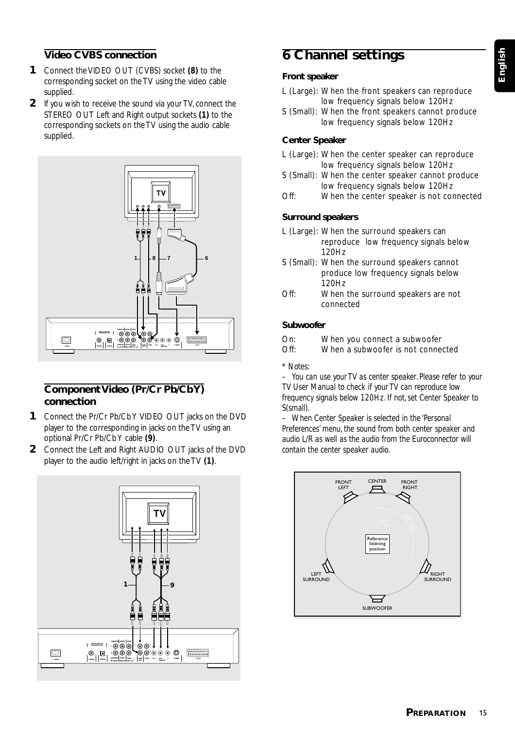## Video CVBS connection

**1** Connect the VIDEO OUT (CVBS) socket **(8)** to the corresponding socket on the TV using the video cable supplied.

**2** If you wish to receive the sound via your TV, connect the STEREO OUT Left and Right output sockets **(1)** to the corresponding sockets on the TV using the audio cable supplied.

## Component Video (Pr/Cr Pb/CbY) connection

**1** Connect the Pr/Cr Pb/CbY VIDEO OUT jacks on the DVD player to the corresponding in jacks on the TV using an optional Pr/Cr Pb/CbY cable **(9)**.

**2** Connect the Left and Right AUDIO OUT jacks of the DVD player to the audio left/right in jacks on the TV **(1)**.

# 6 Channel settings

### Front speaker

L (Large): When the front speakers can reproduce low frequency signals below 120Hz

S (Small): When the front speakers cannot produce low frequency signals below 120Hz

### Center Speaker

L (Large): When the center speaker can reproduce low frequency signals below 120Hz

S (Small): When the center speaker cannot produce low frequency signals below 120Hz

Off: When the center speaker is not connected

### Surround speakers

L (Large): When the surround speakers can reproduce low frequency signals below 120Hz

S (Small): When the surround speakers cannot produce low frequency signals below 120Hz

Off: When the surround speakers are not connected

### Subwoofer

On: When you connect a subwoofer

Off: When a subwoofer is not connected

\* Notes:

– You can use your TV as center speaker. Please refer to your TV User Manual to check if your TV can reproduce low frequency signals below 120Hz. If not, set Center Speaker to S(small).

– When Center Speaker is selected in the 'Personal Preferences' menu, the sound from both center speaker and audio L/R as well as the audio from the Euroconnector will contain the center speaker audio.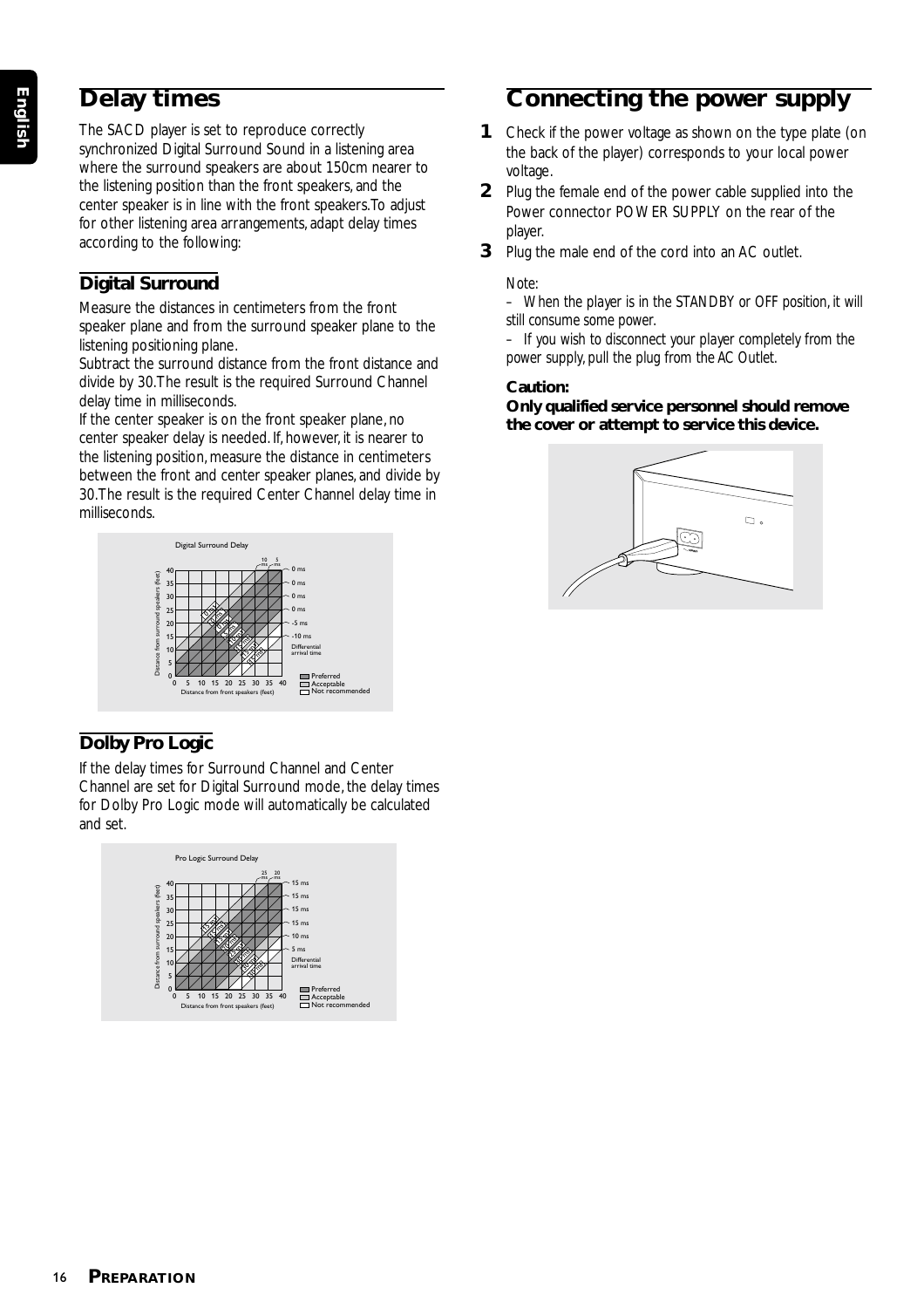# Delay times

The SACD player is set to reproduce correctly synchronized Digital Surround Sound in a listening area where the surround speakers are about 150cm nearer to the listening position than the front speakers, and the center speaker is in line with the front speakers. To adjust for other listening area arrangements, adapt delay times according to the following:

## Digital Surround

Measure the distances in centimeters from the front speaker plane and from the surround speaker plane to the listening positioning plane.

Subtract the surround distance from the front distance and divide by 30. The result is the required Surround Channel delay time in milliseconds.

If the center speaker is on the front speaker plane, no center speaker delay is needed. If, however, it is nearer to the listening position, measure the distance in centimeters between the front and center speaker planes, and divide by 30. The result is the required Center Channel delay time in milliseconds.

## Dolby Pro Logic

If the delay times for Surround Channel and Center Channel are set for Digital Surround mode, the delay times for Dolby Pro Logic mode will automatically be calculated and set.

# Connecting the power supply

1. Check if the power voltage as shown on the type plate (on the back of the player) corresponds to your local power voltage.
2. Plug the female end of the power cable supplied into the Power connector POWER SUPPLY on the rear of the player.
3. Plug the male end of the cord into an AC outlet.

*Note:*

– When the player is in the STANDBY or OFF position, it will still consume some power.

– If you wish to disconnect your player completely from the power supply, pull the plug from the AC Outlet.

**Caution:**
**Only qualified service personnel should remove the cover or attempt to service this device.**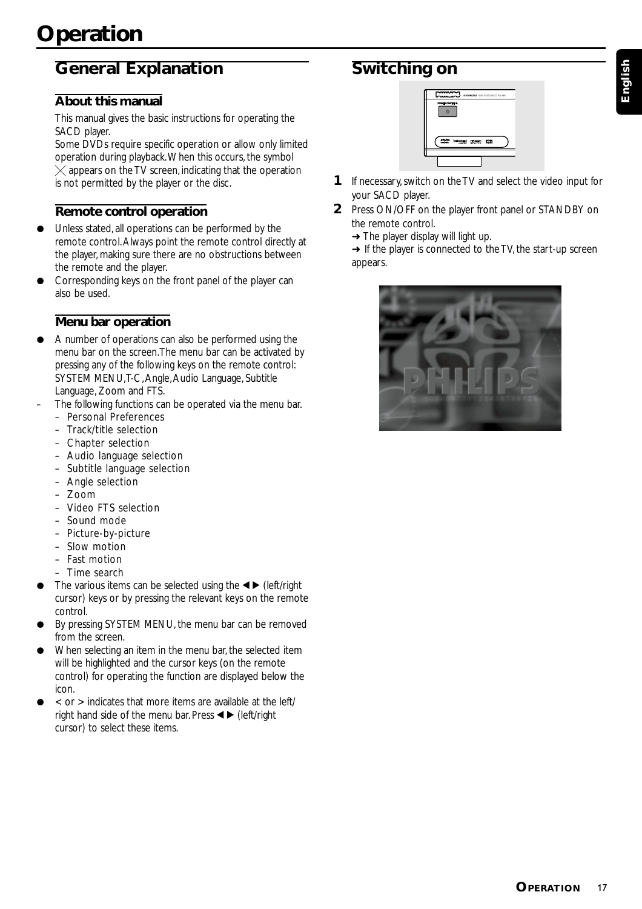# Operation

## General Explanation

### About this manual

This manual gives the basic instructions for operating the SACD player.
Some DVDs require specific operation or allow only limited operation during playback. When this occurs, the symbol ╳ appears on the TV screen, indicating that the operation is not permitted by the player or the disc.

### Remote control operation

- Unless stated, all operations can be performed by the remote control. Always point the remote control directly at the player, making sure there are no obstructions between the remote and the player.
- Corresponding keys on the front panel of the player can also be used.

### Menu bar operation

- A number of operations can also be performed using the menu bar on the screen. The menu bar can be activated by pressing any of the following keys on the remote control: SYSTEM MENU, T-C, Angle, Audio Language, Subtitle Language, Zoom and FTS.
- The following functions can be operated via the menu bar.
  - Personal Preferences
  - Track/title selection
  - Chapter selection
  - Audio language selection
  - Subtitle language selection
  - Angle selection
  - Zoom
  - Video FTS selection
  - Sound mode
  - Picture-by-picture
  - Slow motion
  - Fast motion
  - Time search
- The various items can be selected using the ◀ ▶ (left/right cursor) keys or by pressing the relevant keys on the remote control.
- By pressing SYSTEM MENU, the menu bar can be removed from the screen.
- When selecting an item in the menu bar, the selected item will be highlighted and the cursor keys (on the remote control) for operating the function are displayed below the icon.
- < or > indicates that more items are available at the left/right hand side of the menu bar. Press ◀ ▶ (left/right cursor) to select these items.

## Switching on

1. If necessary, switch on the TV and select the video input for your SACD player.
2. Press ON/OFF on the player front panel or STANDBY on the remote control.
   ➜ The player display will light up.
   ➜ If the player is connected to the TV, the start-up screen appears.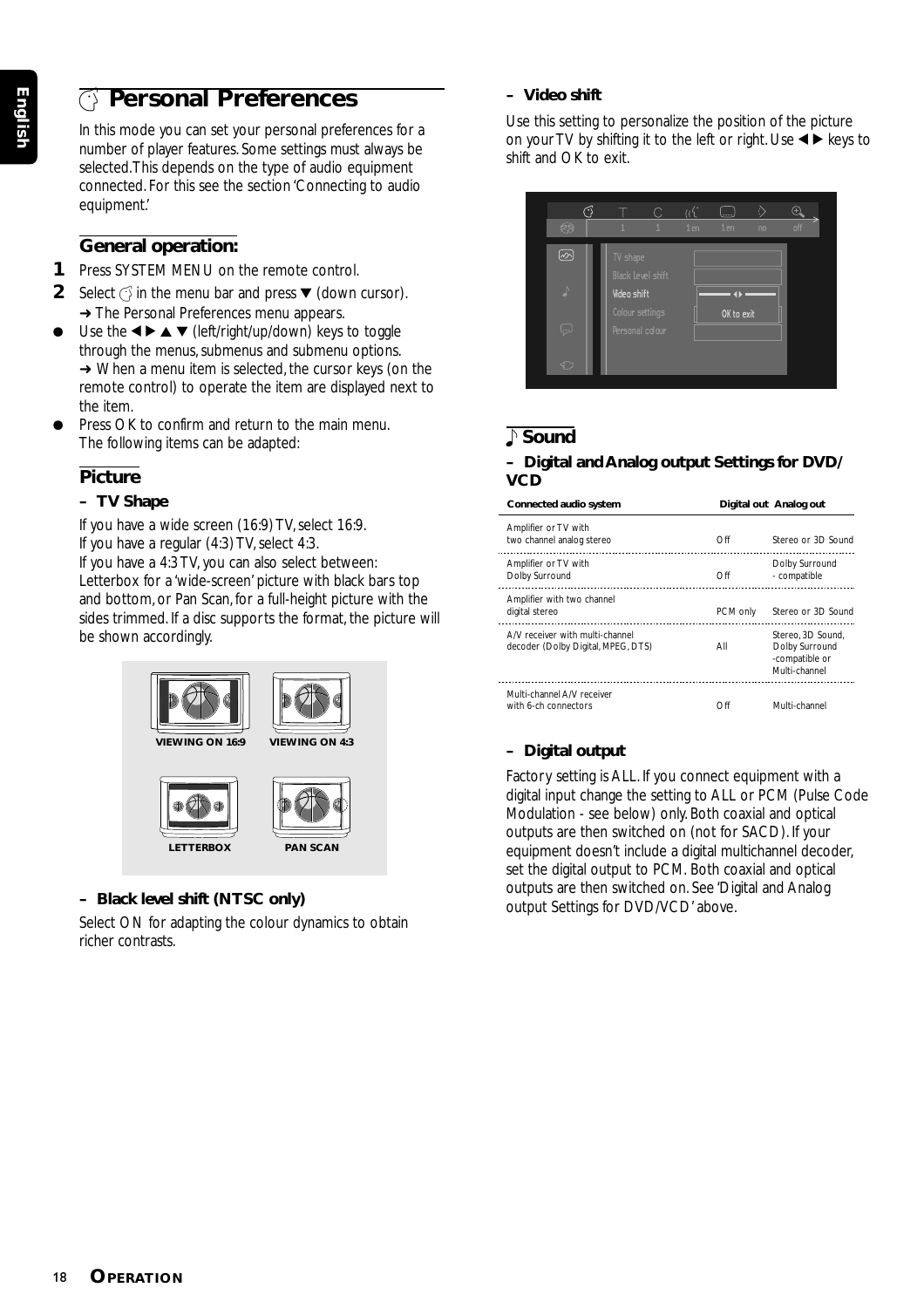# Personal Preferences

In this mode you can set your personal preferences for a number of player features. Some settings must always be selected. This depends on the type of audio equipment connected. For this see the section 'Connecting to audio equipment.'

## General operation:

1. Press SYSTEM MENU on the remote control.
2. Select in the menu bar and press ▼ (down cursor).
   ➜ The Personal Preferences menu appears.

- Use the ◀ ▶ ▲ ▼ (left/right/up/down) keys to toggle through the menus, submenus and submenu options.
  ➜ When a menu item is selected, the cursor keys (on the remote control) to operate the item are displayed next to the item.
- Press OK to confirm and return to the main menu.
  The following items can be adapted:

## Picture

### – TV Shape

If you have a wide screen (16:9) TV, select 16:9.
If you have a regular (4:3) TV, select 4:3.
If you have a 4:3 TV, you can also select between: Letterbox for a 'wide-screen' picture with black bars top and bottom, or Pan Scan, for a full-height picture with the sides trimmed. If a disc supports the format, the picture will be shown accordingly.

VIEWING ON 16:9 VIEWING ON 4:3
LETTERBOX PAN SCAN

### – Black level shift (NTSC only)

Select ON for adapting the colour dynamics to obtain richer contrasts.

### – Video shift

Use this setting to personalize the position of the picture on your TV by shifting it to the left or right. Use ◀ ▶ keys to shift and OK to exit.

TV shape
Black level shift
Video shift
Colour settings
Personal colour
OK to exit

## Sound

### – Digital and Analog output Settings for DVD/VCD

| Connected audio system | Digital out | Analog out |
|---|---|---|
| Amplifier or TV with two channel analog stereo | Off | Stereo or 3D Sound |
| Amplifier or TV with Dolby Surround | Off | Dolby Surround - compatible |
| Amplifier with two channel digital stereo | PCM only | Stereo or 3D Sound |
| A/V receiver with multi-channel decoder (Dolby Digital, MPEG, DTS) | All | Stereo, 3D Sound, Dolby Surround -compatible or Multi-channel |
| Multi-channel A/V receiver with 6-ch connectors | Off | Multi-channel |

### – Digital output

Factory setting is ALL. If you connect equipment with a digital input change the setting to ALL or PCM (Pulse Code Modulation - see below) only. Both coaxial and optical outputs are then switched on (not for SACD). If your equipment doesn't include a digital multichannel decoder, set the digital output to PCM. Both coaxial and optical outputs are then switched on. See 'Digital and Analog output Settings for DVD/VCD' above.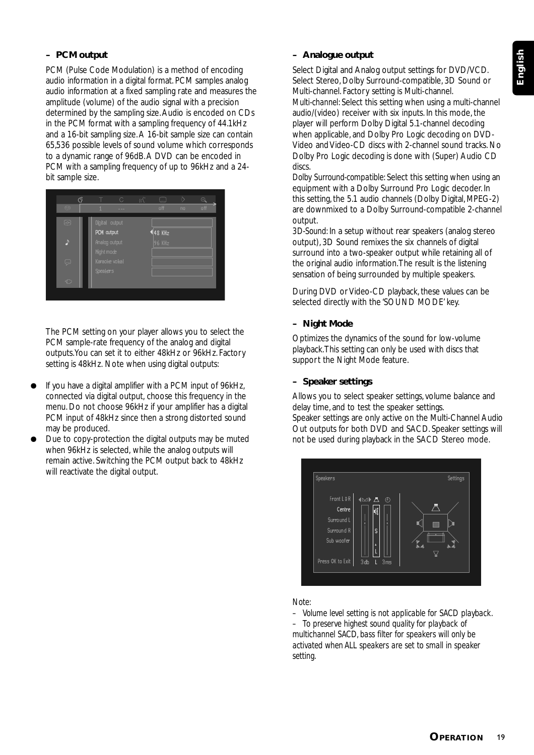### – PCM output

PCM (Pulse Code Modulation) is a method of encoding audio information in a digital format. PCM samples analog audio information at a fixed sampling rate and measures the amplitude (volume) of the audio signal with a precision determined by the sampling size. Audio is encoded on CDs in the PCM format with a sampling frequency of 44.1kHz and a 16-bit sampling size. A 16-bit sample size can contain 65,536 possible levels of sound volume which corresponds to a dynamic range of 96dB. A DVD can be encoded in PCM with a sampling frequency of up to 96kHz and a 24-bit sample size.

The PCM setting on your player allows you to select the PCM sample-rate frequency of the analog and digital outputs. You can set it to either 48kHz or 96kHz. Factory setting is 48kHz. Note when using digital outputs:

- If you have a digital amplifier with a PCM input of 96kHz, connected via digital output, choose this frequency in the menu. Do not choose 96kHz if your amplifier has a digital PCM input of 48kHz since then a strong distorted sound may be produced.
- Due to copy-protection the digital outputs may be muted when 96kHz is selected, while the analog outputs will remain active. Switching the PCM output back to 48kHz will reactivate the digital output.

### – Analogue output

Select Digital and Analog output settings for DVD/VCD. Select Stereo, Dolby Surround-compatible, 3D Sound or Multi-channel. Factory setting is Multi-channel.
*Multi-channel:* Select this setting when using a multi-channel audio/(video) receiver with six inputs. In this mode, the player will perform Dolby Digital 5.1-channel decoding when applicable, and Dolby Pro Logic decoding on DVD-Video and Video-CD discs with 2-channel sound tracks. No Dolby Pro Logic decoding is done with (Super) Audio CD discs.
*Dolby Surround-compatible:* Select this setting when using an equipment with a Dolby Surround Pro Logic decoder. In this setting, the 5.1 audio channels (Dolby Digital, MPEG-2) are downmixed to a Dolby Surround-compatible 2-channel output.
*3D-Sound:* In a setup without rear speakers (analog stereo output), 3D Sound remixes the six channels of digital surround into a two-speaker output while retaining all of the original audio information. The result is the listening sensation of being surrounded by multiple speakers.

During DVD or Video-CD playback, these values can be selected directly with the 'SOUND MODE' key.

### – Night Mode

Optimizes the dynamics of the sound for low-volume playback. This setting can only be used with discs that support the Night Mode feature.

### – Speaker settings

Allows you to select speaker settings, volume balance and delay time, and to test the speaker settings.
Speaker settings are only active on the Multi-Channel Audio Out outputs for both DVD and SACD. Speaker settings will not be used during playback in the SACD Stereo mode.

*Note:*
*– Volume level setting is not applicable for SACD playback.*
*– To preserve highest sound quality for playback of multichannel SACD, bass filter for speakers will only be activated when ALL speakers are set to small in speaker setting.*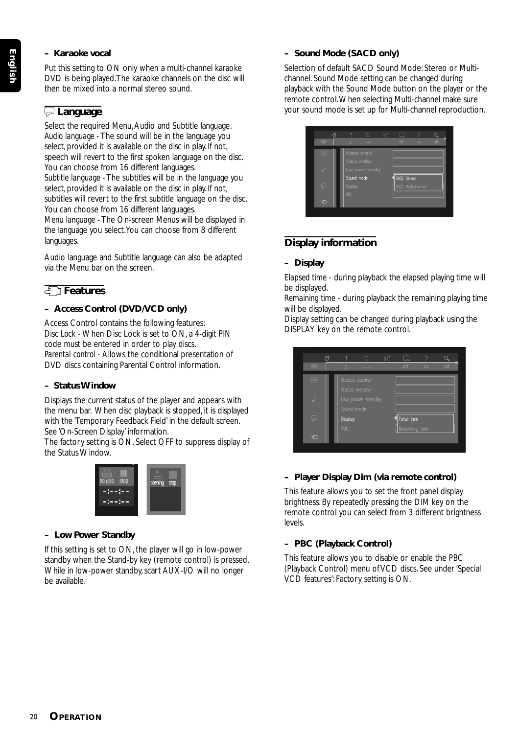### – Karaoke vocal

Put this setting to ON only when a multi-channel karaoke DVD is being played.The karaoke channels on the disc will then be mixed into a normal stereo sound.

## Language

Select the required Menu, Audio and Subtitle language.
*Audio language* - The sound will be in the language you select, provided it is available on the disc in play. If not, speech will revert to the first spoken language on the disc. You can choose from 16 different languages.
*Subtitle language* - The subtitles will be in the language you select, provided it is available on the disc in play. If not, subtitles will revert to the first subtitle language on the disc. You can choose from 16 different languages.
*Menu language* - The On-screen Menus will be displayed in the language you select.You can choose from 8 different languages.

Audio language and Subtitle language can also be adapted via the Menu bar on the screen.

## Features

### – Access Control (DVD/VCD only)

Access Control contains the following features:
*Disc Lock* - When Disc Lock is set to ON, a 4-digit PIN code must be entered in order to play discs.
*Parental control* - Allows the conditional presentation of DVD discs containing Parental Control information.

### – Status Window

Displays the current status of the player and appears with the menu bar. When disc playback is stopped, it is displayed with the 'Temporary Feedback Field' in the default screen. See 'On-Screen Display' information.
The factory setting is ON. Select OFF to suppress display of the Status Window.

### – Low Power Standby

If this setting is set to ON, the player will go in low-power standby when the Stand-by key (remote control) is pressed. While in low-power standby, scart AUX-I/O will no longer be available.

### – Sound Mode (SACD only)

Selection of default SACD Sound Mode: Stereo or Multi-channel. Sound Mode setting can be changed during playback with the Sound Mode button on the player or the remote control.When selecting Multi-channel make sure your sound mode is set up for Multi-channel reproduction.

## Display information

### – Display

*Elapsed time* - during playback the elapsed playing time will be displayed.
*Remaining time* - during playback the remaining playing time will be displayed.
Display setting can be changed during playback using the DISPLAY key on the remote control.

### – Player Display Dim (via remote control)

This feature allows you to set the front panel display brightness. By repeatedly pressing the DIM key on the remote control you can select from 3 different brightness levels.

### – PBC (Playback Control)

This feature allows you to disable or enable the PBC (Playback Control) menu of VCD discs. See under 'Special VCD features': Factory setting is ON.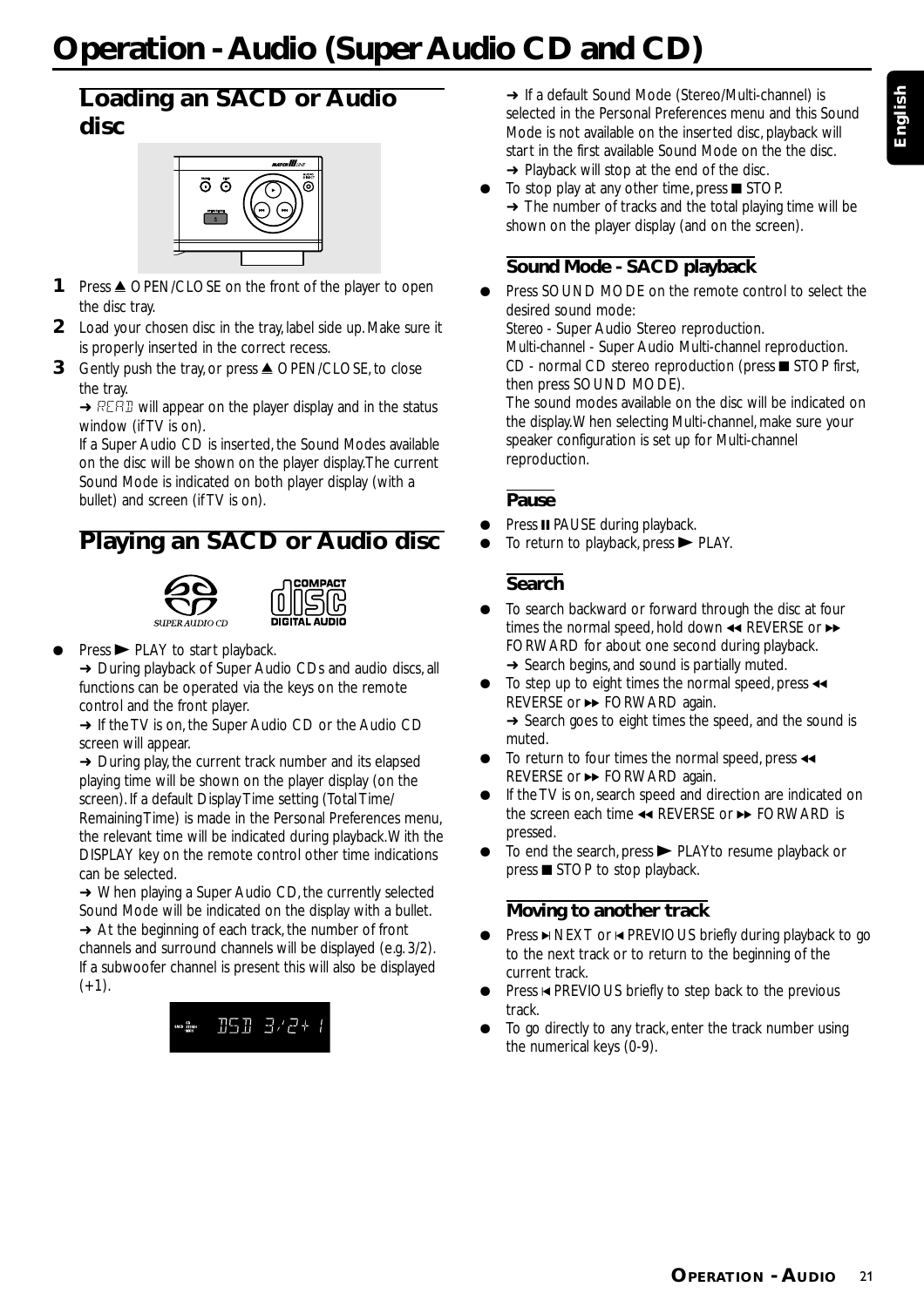# Operation - Audio (Super Audio CD and CD)

## Loading an SACD or Audio disc

**1** Press ▲ OPEN/CLOSE on the front of the player to open the disc tray.

**2** Load your chosen disc in the tray, label side up. Make sure it is properly inserted in the correct recess.

**3** Gently push the tray, or press ▲ OPEN/CLOSE, to close the tray.
➜ READ will appear on the player display and in the status window (if TV is on).
If a Super Audio CD is inserted, the Sound Modes available on the disc will be shown on the player display. The current Sound Mode is indicated on both player display (with a bullet) and screen (if TV is on).

## Playing an SACD or Audio disc

- Press ► PLAY to start playback.
➜ During playback of Super Audio CDs and audio discs, all functions can be operated via the keys on the remote control and the front player.
➜ If the TV is on, the Super Audio CD or the Audio CD screen will appear.
➜ During play, the current track number and its elapsed playing time will be shown on the player display (on the screen). If a default Display Time setting (Total Time/ Remaining Time) is made in the Personal Preferences menu, the relevant time will be indicated during playback. With the DISPLAY key on the remote control other time indications can be selected.
➜ When playing a Super Audio CD, the currently selected Sound Mode will be indicated on the display with a bullet.
➜ At the beginning of each track, the number of front channels and surround channels will be displayed (e.g. 3/2). If a subwoofer channel is present this will also be displayed (+1).
➜ If a default Sound Mode (Stereo/Multi-channel) is selected in the Personal Preferences menu and this Sound Mode is not available on the inserted disc, playback will start in the first available Sound Mode on the the disc.
➜ Playback will stop at the end of the disc.
- To stop play at any other time, press ■ STOP.
➜ The number of tracks and the total playing time will be shown on the player display (and on the screen).

### Sound Mode - SACD playback

- Press SOUND MODE on the remote control to select the desired sound mode:
*Stereo* - Super Audio Stereo reproduction.
*Multi-channel* - Super Audio Multi-channel reproduction.
*CD* - normal CD stereo reproduction (press ■ STOP first, then press SOUND MODE).
The sound modes available on the disc will be indicated on the display. When selecting Multi-channel, make sure your speaker configuration is set up for Multi-channel reproduction.

### Pause

- Press ❚❚ PAUSE during playback.
- To return to playback, press ► PLAY.

### Search

- To search backward or forward through the disc at four times the normal speed, hold down ◄◄ REVERSE or ►► FORWARD for about one second during playback.
➜ Search begins, and sound is partially muted.
- To step up to eight times the normal speed, press ◄◄ REVERSE or ►► FORWARD again.
➜ Search goes to eight times the speed, and the sound is muted.
- To return to four times the normal speed, press ◄◄ REVERSE or ►► FORWARD again.
- If the TV is on, search speed and direction are indicated on the screen each time ◄◄ REVERSE or ►► FORWARD is pressed.
- To end the search, press ► PLAY to resume playback or press ■ STOP to stop playback.

### Moving to another track

- Press ►❙ NEXT or ❙◄ PREVIOUS briefly during playback to go to the next track or to return to the beginning of the current track.
- Press ❙◄ PREVIOUS briefly to step back to the previous track.
- To go directly to any track, enter the track number using the numerical keys (0-9).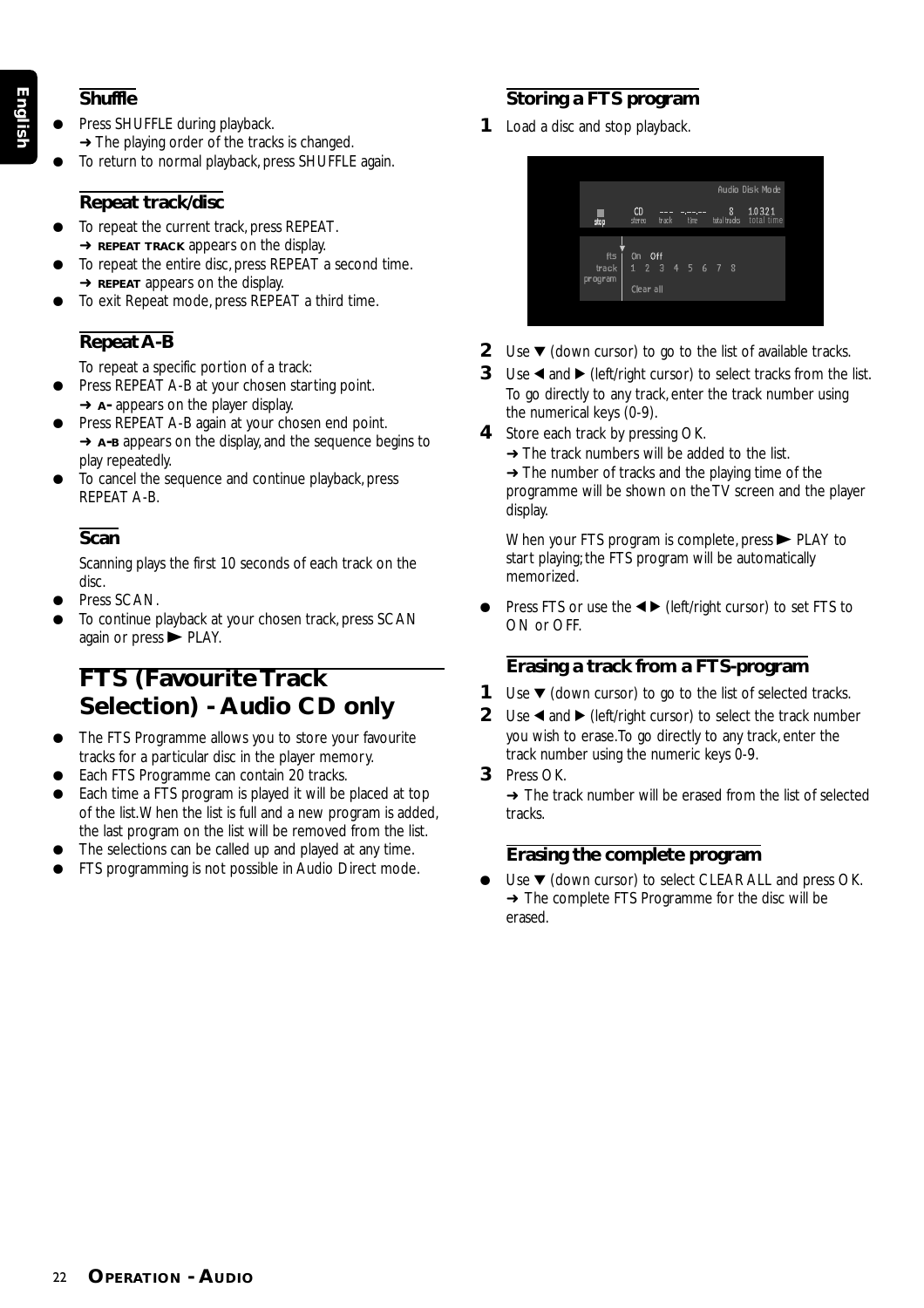### Shuffle

- Press SHUFFLE during playback.
  ➜ The playing order of the tracks is changed.
- To return to normal playback, press SHUFFLE again.

### Repeat track/disc

- To repeat the current track, press REPEAT.
  ➜ **REPEAT TRACK** appears on the display.
- To repeat the entire disc, press REPEAT a second time.
  ➜ **REPEAT** appears on the display.
- To exit Repeat mode, press REPEAT a third time.

### Repeat A-B

To repeat a specific portion of a track:

- Press REPEAT A-B at your chosen starting point.
  ➜ **A-** appears on the player display.
- Press REPEAT A-B again at your chosen end point.
  ➜ **A-B** appears on the display, and the sequence begins to play repeatedly.
- To cancel the sequence and continue playback, press REPEAT A-B.

### Scan

Scanning plays the first 10 seconds of each track on the disc.

- Press SCAN.
- To continue playback at your chosen track, press SCAN again or press ► PLAY.

## FTS (Favourite Track Selection) - Audio CD only

- The FTS Programme allows you to store your favourite tracks for a particular disc in the player memory.
- Each FTS Programme can contain 20 tracks.
- Each time a FTS program is played it will be placed at top of the list. When the list is full and a new program is added, the last program on the list will be removed from the list.
- The selections can be called up and played at any time.
- FTS programming is not possible in Audio Direct mode.

### Storing a FTS program

1. Load a disc and stop playback.

2. Use ▼ (down cursor) to go to the list of available tracks.
3. Use ◄ and ► (left/right cursor) to select tracks from the list. To go directly to any track, enter the track number using the numerical keys (0-9).
4. Store each track by pressing OK.
   ➜ The track numbers will be added to the list.
   ➜ The number of tracks and the playing time of the programme will be shown on the TV screen and the player display.

   When your FTS program is complete, press ► PLAY to start playing; the FTS program will be automatically memorized.

- Press FTS or use the ◄ ► (left/right cursor) to set FTS to ON or OFF.

### Erasing a track from a FTS-program

1. Use ▼ (down cursor) to go to the list of selected tracks.
2. Use ◄ and ► (left/right cursor) to select the track number you wish to erase. To go directly to any track, enter the track number using the numeric keys 0-9.
3. Press OK.
   ➜ The track number will be erased from the list of selected tracks.

### Erasing the complete program

- Use ▼ (down cursor) to select CLEAR ALL and press OK.
  ➜ The complete FTS Programme for the disc will be erased.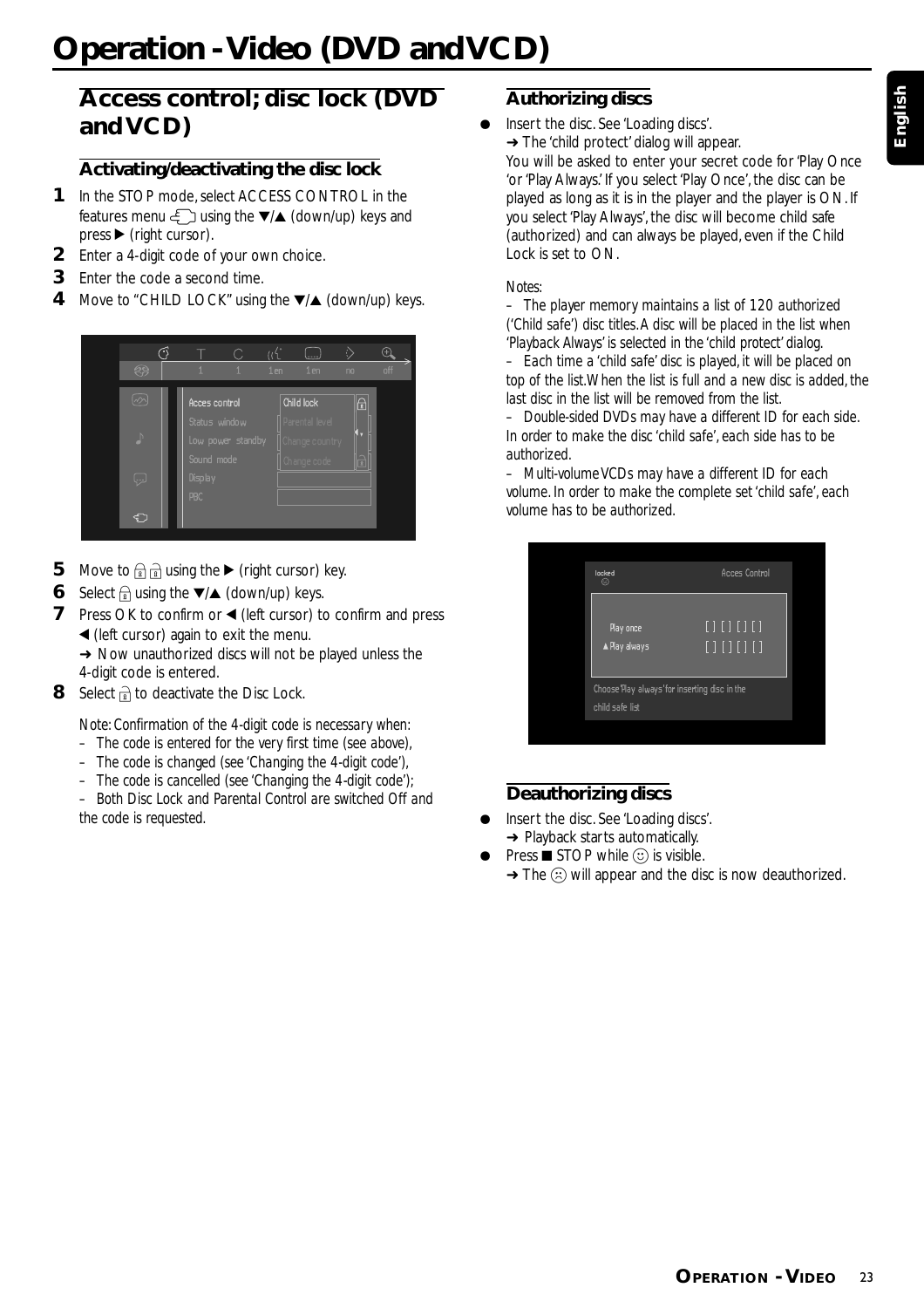# Operation - Video (DVD and VCD)

## Access control; disc lock (DVD and VCD)

### Activating/deactivating the disc lock

1. In the STOP mode, select ACCESS CONTROL in the features menu using the ▼/▲ (down/up) keys and press ▶ (right cursor).
2. Enter a 4-digit code of your own choice.
3. Enter the code a second time.
4. Move to "CHILD LOCK" using the ▼/▲ (down/up) keys.
5. Move to using the ▶ (right cursor) key.
6. Select using the ▼/▲ (down/up) keys.
7. Press OK to confirm or ◀ (left cursor) to confirm and press ◀ (left cursor) again to exit the menu.
   ➜ Now unauthorized discs will not be played unless the 4-digit code is entered.
8. Select to deactivate the Disc Lock.

Note: Confirmation of the 4-digit code is necessary when:
- The code is entered for the very first time (see above),
- The code is changed (see 'Changing the 4-digit code'),
- The code is cancelled (see 'Changing the 4-digit code');
- Both Disc Lock and Parental Control are switched Off and the code is requested.

### Authorizing discs

- Insert the disc. See 'Loading discs'.
  ➜ The 'child protect' dialog will appear.
  You will be asked to enter your secret code for 'Play Once 'or 'Play Always.' If you select 'Play Once', the disc can be played as long as it is in the player and the player is ON. If you select 'Play Always', the disc will become child safe (authorized) and can always be played, even if the Child Lock is set to ON.

Notes:
- The player memory maintains a list of 120 authorized ('Child safe') disc titles. A disc will be placed in the list when 'Playback Always' is selected in the 'child protect' dialog.
- Each time a 'child safe' disc is played, it will be placed on top of the list. When the list is full and a new disc is added, the last disc in the list will be removed from the list.
- Double-sided DVDs may have a different ID for each side. In order to make the disc 'child safe', each side has to be authorized.
- Multi-volume VCDs may have a different ID for each volume. In order to make the complete set 'child safe', each volume has to be authorized.

### Deauthorizing discs

- Insert the disc. See 'Loading discs'.
  ➜ Playback starts automatically.
- Press ■ STOP while ☺ is visible.
  ➜ The ☹ will appear and the disc is now deauthorized.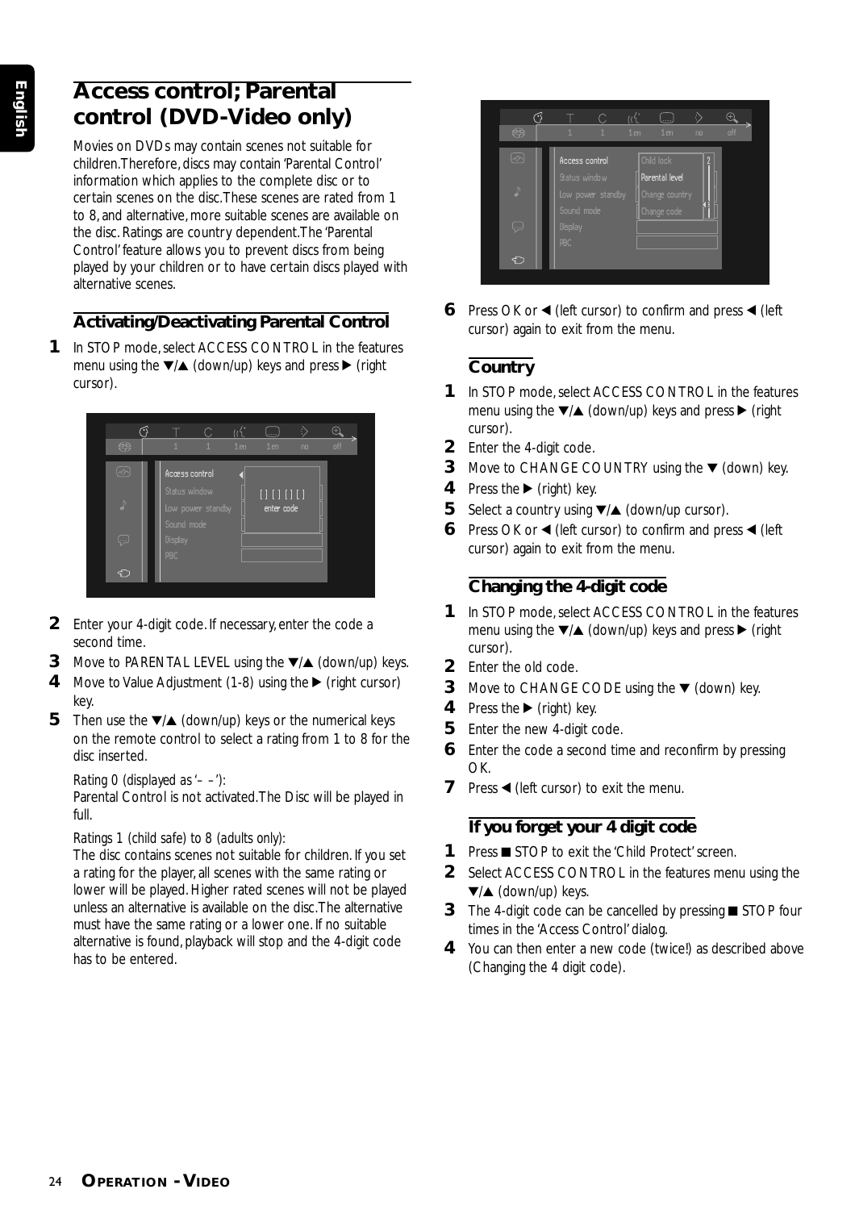# Access control; Parental control (DVD-Video only)

Movies on DVDs may contain scenes not suitable for children.Therefore, discs may contain 'Parental Control' information which applies to the complete disc or to certain scenes on the disc.These scenes are rated from 1 to 8, and alternative, more suitable scenes are available on the disc. Ratings are country dependent.The 'Parental Control' feature allows you to prevent discs from being played by your children or to have certain discs played with alternative scenes.

## Activating/Deactivating Parental Control

**1** In STOP mode, select ACCESS CONTROL in the features menu using the ▼/▲ (down/up) keys and press ▶ (right cursor).

**2** Enter your 4-digit code. If necessary, enter the code a second time.

**3** Move to PARENTAL LEVEL using the ▼/▲ (down/up) keys.

**4** Move to Value Adjustment (1-8) using the ▶ (right cursor) key.

**5** Then use the ▼/▲ (down/up) keys or the numerical keys on the remote control to select a rating from 1 to 8 for the disc inserted.

*Rating 0 (displayed as '– –'):*
Parental Control is not activated.The Disc will be played in full.

*Ratings 1 (child safe) to 8 (adults only):*
The disc contains scenes not suitable for children. If you set a rating for the player, all scenes with the same rating or lower will be played. Higher rated scenes will not be played unless an alternative is available on the disc.The alternative must have the same rating or a lower one. If no suitable alternative is found, playback will stop and the 4-digit code has to be entered.

**6** Press OK or ◀ (left cursor) to confirm and press ◀ (left cursor) again to exit from the menu.

## Country

**1** In STOP mode, select ACCESS CONTROL in the features menu using the ▼/▲ (down/up) keys and press ▶ (right cursor).

**2** Enter the 4-digit code.

**3** Move to CHANGE COUNTRY using the ▼ (down) key.

**4** Press the ▶ (right) key.

**5** Select a country using ▼/▲ (down/up cursor).

**6** Press OK or ◀ (left cursor) to confirm and press ◀ (left cursor) again to exit from the menu.

## Changing the 4-digit code

**1** In STOP mode, select ACCESS CONTROL in the features menu using the ▼/▲ (down/up) keys and press ▶ (right cursor).

**2** Enter the old code.

**3** Move to CHANGE CODE using the ▼ (down) key.

**4** Press the ▶ (right) key.

**5** Enter the new 4-digit code.

**6** Enter the code a second time and reconfirm by pressing OK.

**7** Press ◀ (left cursor) to exit the menu.

## If you forget your 4 digit code

**1** Press ■ STOP to exit the 'Child Protect' screen.

**2** Select ACCESS CONTROL in the features menu using the ▼/▲ (down/up) keys.

**3** The 4-digit code can be cancelled by pressing ■ STOP four times in the 'Access Control' dialog.

**4** You can then enter a new code (twice!) as described above (Changing the 4 digit code).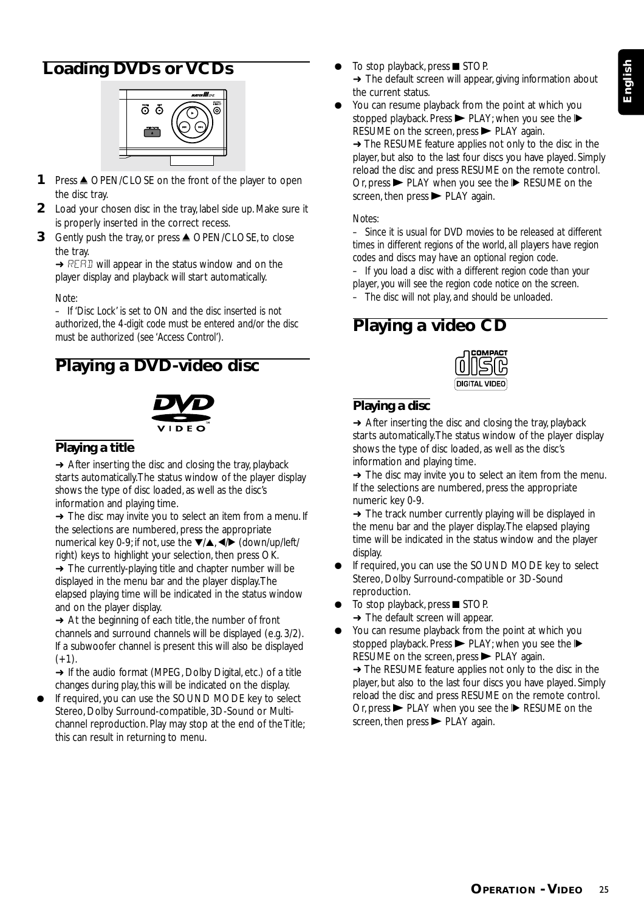## Loading DVDs or VCDs

1. Press ▲ OPEN/CLOSE on the front of the player to open the disc tray.
2. Load your chosen disc in the tray, label side up. Make sure it is properly inserted in the correct recess.
3. Gently push the tray, or press ▲ OPEN/CLOSE, to close the tray.
   ➜ READ will appear in the status window and on the player display and playback will start automatically.

*Note:*
*– If 'Disc Lock' is set to ON and the disc inserted is not authorized, the 4-digit code must be entered and/or the disc must be authorized (see 'Access Control').*

## Playing a DVD-video disc

### Playing a title

➜ After inserting the disc and closing the tray, playback starts automatically. The status window of the player display shows the type of disc loaded, as well as the disc's information and playing time.

➜ The disc may invite you to select an item from a menu. If the selections are numbered, press the appropriate numerical key 0-9; if not, use the ▼/▲, ◀/▶ (down/up/left/right) keys to highlight your selection, then press OK.

➜ The currently-playing title and chapter number will be displayed in the menu bar and the player display. The elapsed playing time will be indicated in the status window and on the player display.

➜ At the beginning of each title, the number of front channels and surround channels will be displayed (e.g. 3/2). If a subwoofer channel is present this will also be displayed (+1).

➜ If the audio format (MPEG, Dolby Digital, etc.) of a title changes during play, this will be indicated on the display.

- If required, you can use the SOUND MODE key to select Stereo, Dolby Surround-compatible, 3D-Sound or Multi-channel reproduction. Play may stop at the end of the Title; this can result in returning to menu.
- To stop playback, press ■ STOP.
  ➜ The default screen will appear, giving information about the current status.
- You can resume playback from the point at which you stopped playback. Press ▶ PLAY; when you see the I▶ RESUME on the screen, press ▶ PLAY again.
  ➜ The RESUME feature applies not only to the disc in the player, but also to the last four discs you have played. Simply reload the disc and press RESUME on the remote control. Or, press ▶ PLAY when you see the I▶ RESUME on the screen, then press ▶ PLAY again.

*Notes:*
*– Since it is usual for DVD movies to be released at different times in different regions of the world, all players have region codes and discs may have an optional region code.*
*– If you load a disc with a different region code than your player, you will see the region code notice on the screen.*
*– The disc will not play, and should be unloaded.*

## Playing a video CD

### Playing a disc

➜ After inserting the disc and closing the tray, playback starts automatically. The status window of the player display shows the type of disc loaded, as well as the disc's information and playing time.

➜ The disc may invite you to select an item from the menu. If the selections are numbered, press the appropriate numeric key 0-9.

➜ The track number currently playing will be displayed in the menu bar and the player display. The elapsed playing time will be indicated in the status window and the player display.

- If required, you can use the SOUND MODE key to select Stereo, Dolby Surround-compatible or 3D-Sound reproduction.
- To stop playback, press ■ STOP.
  ➜ The default screen will appear.
- You can resume playback from the point at which you stopped playback. Press ▶ PLAY; when you see the I▶ RESUME on the screen, press ▶ PLAY again.
  ➜ The RESUME feature applies not only to the disc in the player, but also to the last four discs you have played. Simply reload the disc and press RESUME on the remote control. Or, press ▶ PLAY when you see the I▶ RESUME on the screen, then press ▶ PLAY again.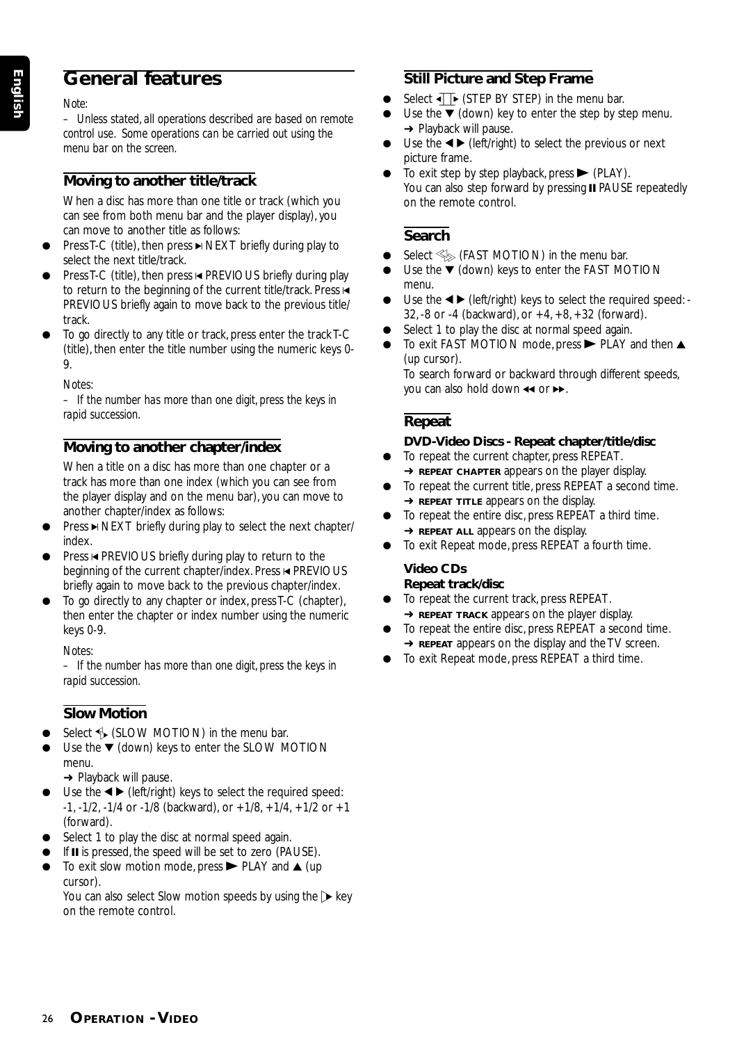# General features

*Note:*
*– Unless stated, all operations described are based on remote control use. Some operations can be carried out using the menu bar on the screen.*

## Moving to another title/track

When a disc has more than one title or track (which you can see from both menu bar and the player display), you can move to another title as follows:

- Press T-C (title), then press ⏭ NEXT briefly during play to select the next title/track.
- Press T-C (title), then press ⏮ PREVIOUS briefly during play to return to the beginning of the current title/track. Press ⏮ PREVIOUS briefly again to move back to the previous title/track.
- To go directly to any title or track, press enter the track T-C (title), then enter the title number using the numeric keys 0-9.

*Notes:*
*– If the number has more than one digit, press the keys in rapid succession.*

## Moving to another chapter/index

When a title on a disc has more than one chapter or a track has more than one index (which you can see from the player display and on the menu bar), you can move to another chapter/index as follows:

- Press ⏭ NEXT briefly during play to select the next chapter/index.
- Press ⏮ PREVIOUS briefly during play to return to the beginning of the current chapter/index. Press ⏮ PREVIOUS briefly again to move back to the previous chapter/index.
- To go directly to any chapter or index, press T-C (chapter), then enter the chapter or index number using the numeric keys 0-9.

*Notes:*
*– If the number has more than one digit, press the keys in rapid succession.*

## Slow Motion

- Select (SLOW MOTION) in the menu bar.
- Use the ▼ (down) keys to enter the SLOW MOTION menu.
  ➜ Playback will pause.
- Use the ◀ ▶ (left/right) keys to select the required speed: -1, -1/2, -1/4 or -1/8 (backward), or +1/8, +1/4, +1/2 or +1 (forward).
- Select 1 to play the disc at normal speed again.
- If ⏸ is pressed, the speed will be set to zero (PAUSE).
- To exit slow motion mode, press ▶ PLAY and ▲ (up cursor).
  You can also select Slow motion speeds by using the key on the remote control.

## Still Picture and Step Frame

- Select (STEP BY STEP) in the menu bar.
- Use the ▼ (down) key to enter the step by step menu.
  ➜ Playback will pause.
- Use the ◀ ▶ (left/right) to select the previous or next picture frame.
- To exit step by step playback, press ▶ (PLAY).
  You can also step forward by pressing ⏸ PAUSE repeatedly on the remote control.

## Search

- Select (FAST MOTION) in the menu bar.
- Use the ▼ (down) keys to enter the FAST MOTION menu.
- Use the ◀ ▶ (left/right) keys to select the required speed: -32, -8 or -4 (backward), or +4, +8, +32 (forward).
- Select 1 to play the disc at normal speed again.
- To exit FAST MOTION mode, press ▶ PLAY and then ▲ (up cursor).
  To search forward or backward through different speeds, you can also hold down ◀◀ or ▶▶.

## Repeat

### DVD-Video Discs - Repeat chapter/title/disc

- To repeat the current chapter, press REPEAT.
  ➜ REPEAT CHAPTER appears on the player display.
- To repeat the current title, press REPEAT a second time.
  ➜ REPEAT TITLE appears on the display.
- To repeat the entire disc, press REPEAT a third time.
  ➜ REPEAT ALL appears on the display.
- To exit Repeat mode, press REPEAT a fourth time.

### Video CDs
### Repeat track/disc

- To repeat the current track, press REPEAT.
  ➜ REPEAT TRACK appears on the player display.
- To repeat the entire disc, press REPEAT a second time.
  ➜ REPEAT appears on the display and the TV screen.
- To exit Repeat mode, press REPEAT a third time.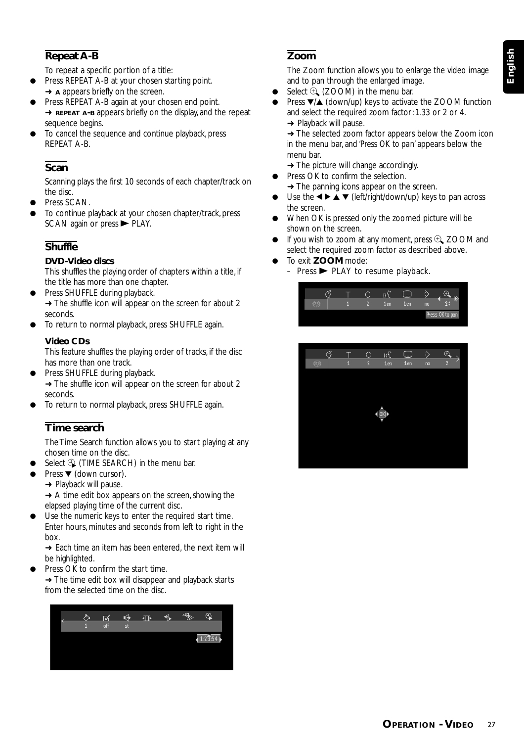## Repeat A-B

To repeat a specific portion of a title:

- Press REPEAT A-B at your chosen starting point.
  ➜ A appears briefly on the screen.
- Press REPEAT A-B again at your chosen end point.
  ➜ REPEAT A-B appears briefly on the display, and the repeat sequence begins.
- To cancel the sequence and continue playback, press REPEAT A-B.

## Scan

Scanning plays the first 10 seconds of each chapter/track on the disc.

- Press SCAN.
- To continue playback at your chosen chapter/track, press SCAN again or press ► PLAY.

## Shuffle

### DVD-Video discs

This shuffles the playing order of chapters within a title, if the title has more than one chapter.

- Press SHUFFLE during playback.
  ➜ The shuffle icon will appear on the screen for about 2 seconds.
- To return to normal playback, press SHUFFLE again.

### Video CDs

This feature shuffles the playing order of tracks, if the disc has more than one track.

- Press SHUFFLE during playback.
  ➜ The shuffle icon will appear on the screen for about 2 seconds.
- To return to normal playback, press SHUFFLE again.

## Time search

The Time Search function allows you to start playing at any chosen time on the disc.

- Select (TIME SEARCH) in the menu bar.
- Press ▼ (down cursor).
  ➜ Playback will pause.
  ➜ A time edit box appears on the screen, showing the elapsed playing time of the current disc.
- Use the numeric keys to enter the required start time. Enter hours, minutes and seconds from left to right in the box.
  ➜ Each time an item has been entered, the next item will be highlighted.
- Press OK to confirm the start time.
  ➜ The time edit box will disappear and playback starts from the selected time on the disc.

## Zoom

The Zoom function allows you to enlarge the video image and to pan through the enlarged image.

- Select (ZOOM) in the menu bar.
- Press ▼/▲ (down/up) keys to activate the ZOOM function and select the required zoom factor: 1.33 or 2 or 4.
  ➜ Playback will pause.
  ➜ The selected zoom factor appears below the Zoom icon in the menu bar, and 'Press OK to pan' appears below the menu bar.
  ➜ The picture will change accordingly.
- Press OK to confirm the selection.
  ➜ The panning icons appear on the screen.
- Use the ◄ ► ▲ ▼ (left/right/down/up) keys to pan across the screen.
- When OK is pressed only the zoomed picture will be shown on the screen.
- If you wish to zoom at any moment, press ZOOM and select the required zoom factor as described above.
- To exit **ZOOM** mode:
  – Press ► PLAY to resume playback.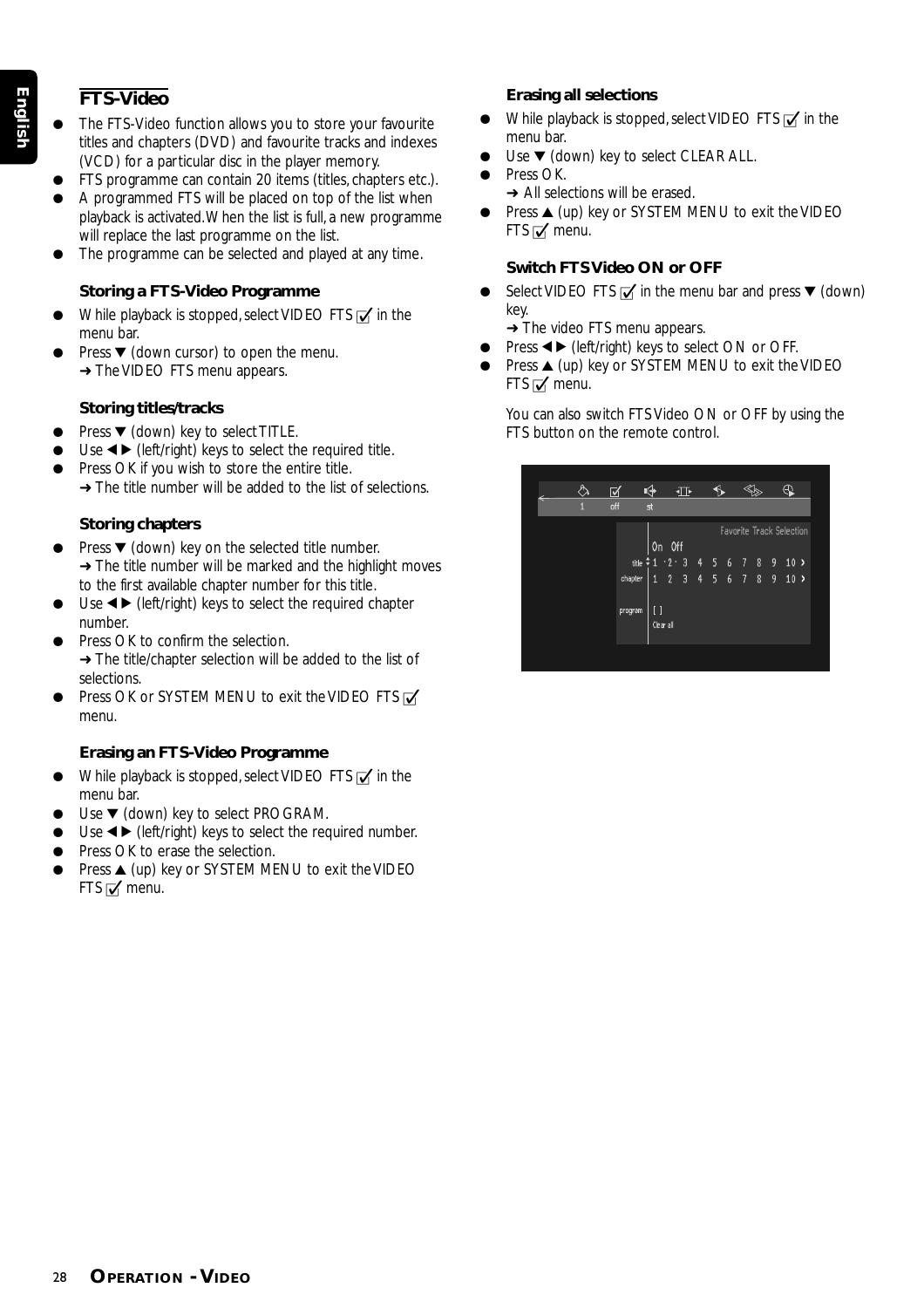## FTS-Video

- The FTS-Video function allows you to store your favourite titles and chapters (DVD) and favourite tracks and indexes (VCD) for a particular disc in the player memory.
- FTS programme can contain 20 items (titles, chapters etc.).
- A programmed FTS will be placed on top of the list when playback is activated. When the list is full, a new programme will replace the last programme on the list.
- The programme can be selected and played at any time.

### Storing a FTS-Video Programme

- While playback is stopped, select VIDEO FTS ☑ in the menu bar.
- Press ▼ (down cursor) to open the menu.
  ➜ The VIDEO FTS menu appears.

### Storing titles/tracks

- Press ▼ (down) key to select TITLE.
- Use ◄► (left/right) keys to select the required title.
- Press OK if you wish to store the entire title.
  ➜ The title number will be added to the list of selections.

### Storing chapters

- Press ▼ (down) key on the selected title number.
  ➜ The title number will be marked and the highlight moves to the first available chapter number for this title.
- Use ◄► (left/right) keys to select the required chapter number.
- Press OK to confirm the selection.
  ➜ The title/chapter selection will be added to the list of selections.
- Press OK or SYSTEM MENU to exit the VIDEO FTS ☑ menu.

### Erasing an FTS-Video Programme

- While playback is stopped, select VIDEO FTS ☑ in the menu bar.
- Use ▼ (down) key to select PROGRAM.
- Use ◄► (left/right) keys to select the required number.
- Press OK to erase the selection.
- Press ▲ (up) key or SYSTEM MENU to exit the VIDEO FTS ☑ menu.

### Erasing all selections

- While playback is stopped, select VIDEO FTS ☑ in the menu bar.
- Use ▼ (down) key to select CLEAR ALL.
- Press OK.
  ➜ All selections will be erased.
- Press ▲ (up) key or SYSTEM MENU to exit the VIDEO FTS ☑ menu.

### Switch FTS Video ON or OFF

- Select VIDEO FTS ☑ in the menu bar and press ▼ (down) key.
  ➜ The video FTS menu appears.
- Press ◄► (left/right) keys to select ON or OFF.
- Press ▲ (up) key or SYSTEM MENU to exit the VIDEO FTS ☑ menu.

You can also switch FTS Video ON or OFF by using the FTS button on the remote control.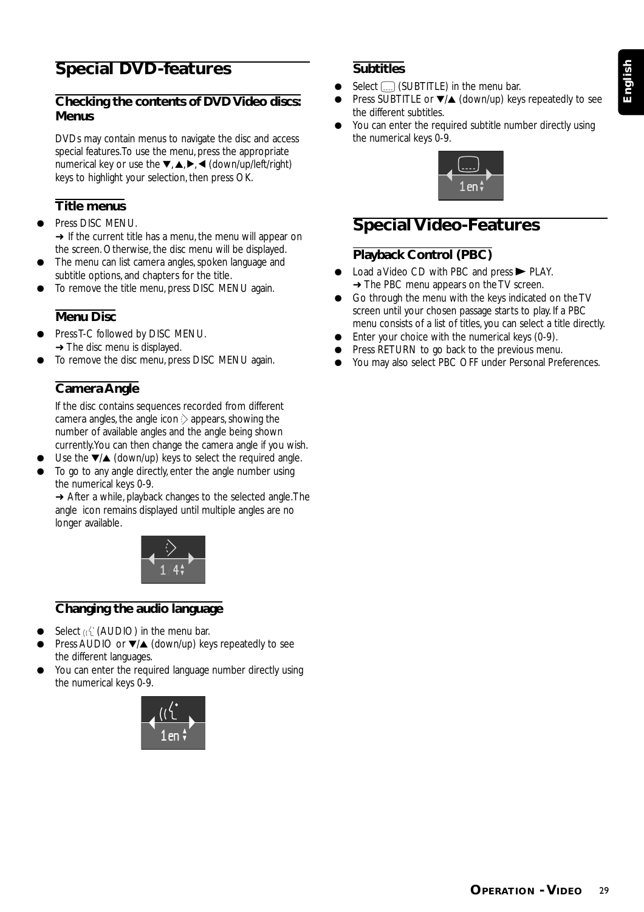# Special DVD-features

## Checking the contents of DVD Video discs: Menus

DVDs may contain menus to navigate the disc and access special features.To use the menu, press the appropriate numerical key or use the ▼, ▲, ▶, ◀ (down/up/left/right) keys to highlight your selection, then press OK.

### Title menus

- Press DISC MENU.
  ➜ If the current title has a menu, the menu will appear on the screen. Otherwise, the disc menu will be displayed.
- The menu can list camera angles, spoken language and subtitle options, and chapters for the title.
- To remove the title menu, press DISC MENU again.

### Menu Disc

- Press T-C followed by DISC MENU.
  ➜ The disc menu is displayed.
- To remove the disc menu, press DISC MENU again.

### Camera Angle

If the disc contains sequences recorded from different camera angles, the angle icon appears, showing the number of available angles and the angle being shown currently.You can then change the camera angle if you wish.

- Use the ▼/▲ (down/up) keys to select the required angle.
- To go to any angle directly, enter the angle number using the numerical keys 0-9.
  ➜ After a while, playback changes to the selected angle.The angle icon remains displayed until multiple angles are no longer available.

### Changing the audio language

- Select (AUDIO) in the menu bar.
- Press AUDIO or ▼/▲ (down/up) keys repeatedly to see the different languages.
- You can enter the required language number directly using the numerical keys 0-9.

### Subtitles

- Select (SUBTITLE) in the menu bar.
- Press SUBTITLE or ▼/▲ (down/up) keys repeatedly to see the different subtitles.
- You can enter the required subtitle number directly using the numerical keys 0-9.

# Special Video-Features

## Playback Control (PBC)

- Load a Video CD with PBC and press ▶ PLAY.
  ➜ The PBC menu appears on the TV screen.
- Go through the menu with the keys indicated on the TV screen until your chosen passage starts to play. If a PBC menu consists of a list of titles, you can select a title directly.
- Enter your choice with the numerical keys (0-9).
- Press RETURN to go back to the previous menu.
- You may also select PBC OFF under Personal Preferences.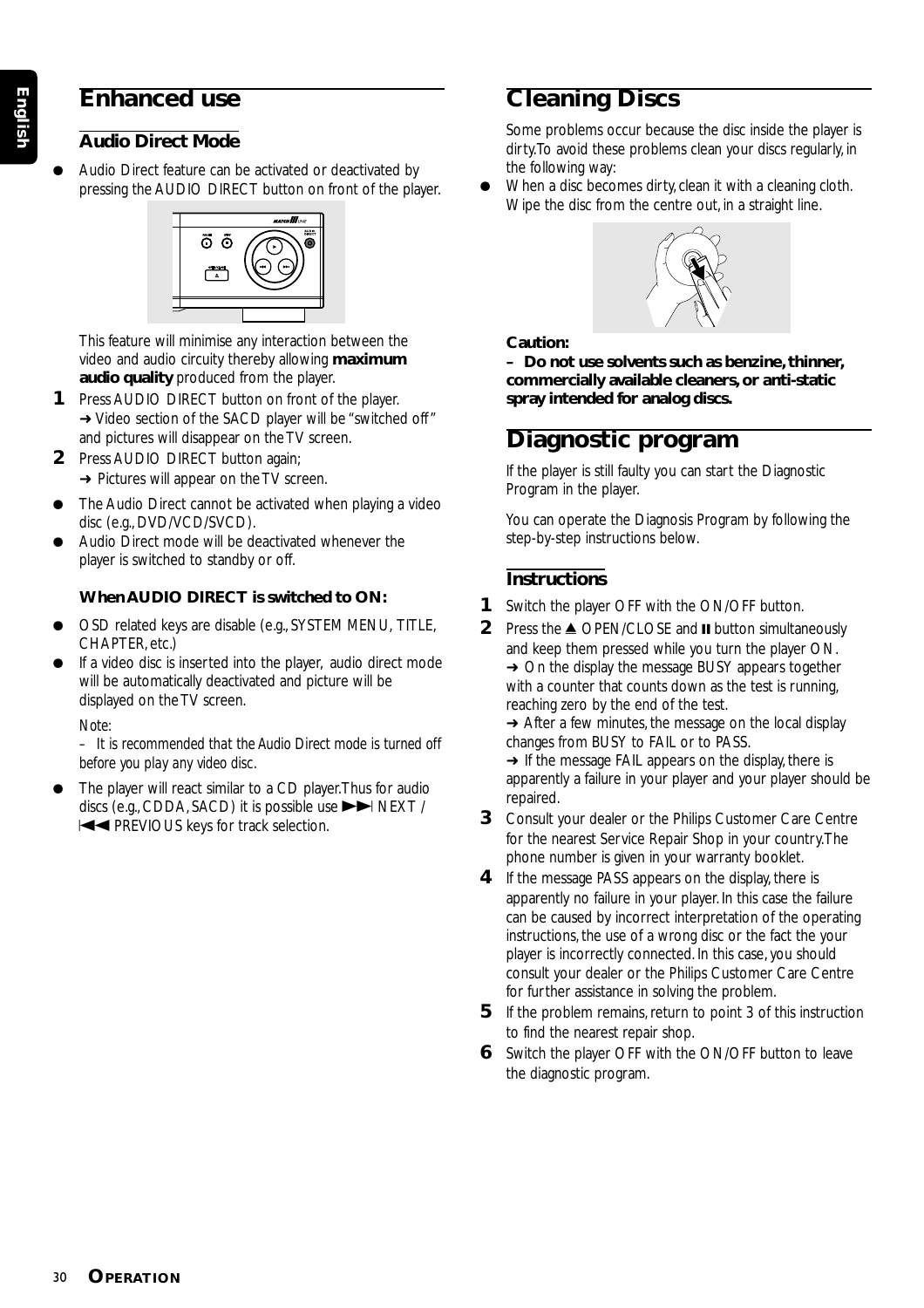# Enhanced use

## Audio Direct Mode

- Audio Direct feature can be activated or deactivated by pressing the AUDIO DIRECT button on front of the player.

This feature will minimise any interaction between the video and audio circuity thereby allowing **maximum audio quality** produced from the player.

**1** Press AUDIO DIRECT button on front of the player.
➜ Video section of the SACD player will be "switched off" and pictures will disappear on the TV screen.

**2** Press AUDIO DIRECT button again;
➜ Pictures will appear on the TV screen.

- The Audio Direct cannot be activated when playing a video disc (e.g., DVD/VCD/SVCD).
- Audio Direct mode will be deactivated whenever the player is switched to standby or off.

**When AUDIO DIRECT is switched to ON:**

- OSD related keys are disable (e.g., SYSTEM MENU, TITLE, CHAPTER, etc.)
- If a video disc is inserted into the player, audio direct mode will be automatically deactivated and picture will be displayed on the TV screen.

*Note:*
*– It is recommended that the Audio Direct mode is turned off before you play any video disc.*

- The player will react similar to a CD player.Thus for audio discs (e.g., CDDA, SACD) it is possible use ▶▶| NEXT / |◀◀ PREVIOUS keys for track selection.

# Cleaning Discs

Some problems occur because the disc inside the player is dirty.To avoid these problems clean your discs regularly, in the following way:

- When a disc becomes dirty, clean it with a cleaning cloth. Wipe the disc from the centre out, in a straight line.

**Caution:**
**– Do not use solvents such as benzine, thinner, commercially available cleaners, or anti-static spray intended for analog discs.**

# Diagnostic program

If the player is still faulty you can start the Diagnostic Program in the player.

You can operate the Diagnosis Program by following the step-by-step instructions below.

## Instructions

**1** Switch the player OFF with the ON/OFF button.

**2** Press the ▲ OPEN/CLOSE and ❚❚ button simultaneously and keep them pressed while you turn the player ON.
➜ On the display the message BUSY appears together with a counter that counts down as the test is running, reaching zero by the end of the test.
➜ After a few minutes, the message on the local display changes from BUSY to FAIL or to PASS.
➜ If the message FAIL appears on the display, there is apparently a failure in your player and your player should be repaired.

**3** Consult your dealer or the Philips Customer Care Centre for the nearest Service Repair Shop in your country.The phone number is given in your warranty booklet.

**4** If the message PASS appears on the display, there is apparently no failure in your player. In this case the failure can be caused by incorrect interpretation of the operating instructions, the use of a wrong disc or the fact the your player is incorrectly connected. In this case, you should consult your dealer or the Philips Customer Care Centre for further assistance in solving the problem.

**5** If the problem remains, return to point 3 of this instruction to find the nearest repair shop.

**6** Switch the player OFF with the ON/OFF button to leave the diagnostic program.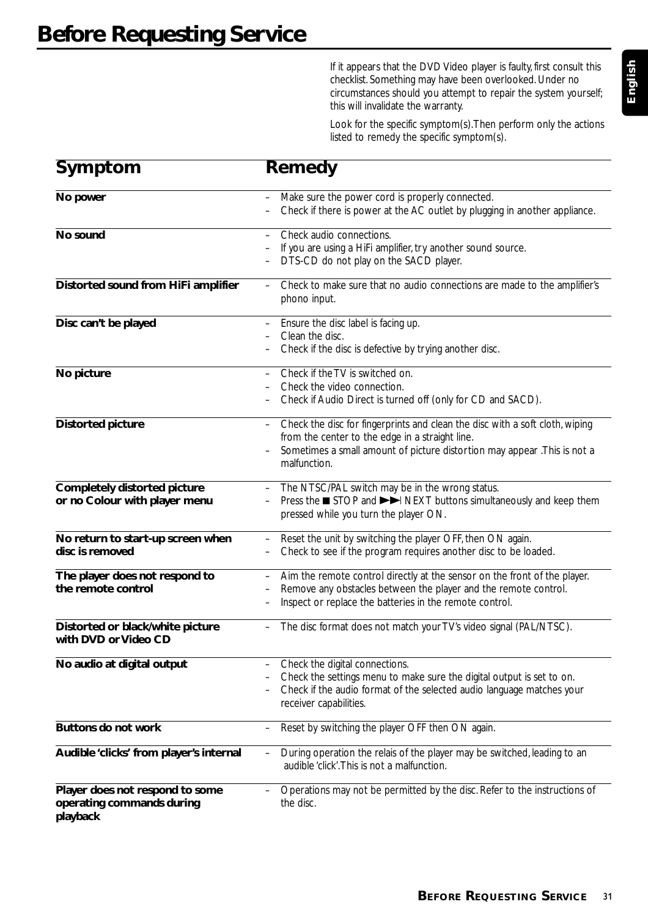# Before Requesting Service

If it appears that the DVD Video player is faulty, first consult this checklist. Something may have been overlooked. Under no circumstances should you attempt to repair the system yourself; this will invalidate the warranty.

Look for the specific symptom(s). Then perform only the actions listed to remedy the specific symptom(s).

| Symptom | Remedy |
|---|---|
| **No power** | – Make sure the power cord is properly connected.<br>– Check if there is power at the AC outlet by plugging in another appliance. |
| **No sound** | – Check audio connections.<br>– If you are using a HiFi amplifier, try another sound source.<br>– DTS-CD do not play on the SACD player. |
| **Distorted sound from HiFi amplifier** | – Check to make sure that no audio connections are made to the amplifier's phono input. |
| **Disc can't be played** | – Ensure the disc label is facing up.<br>– Clean the disc.<br>– Check if the disc is defective by trying another disc. |
| **No picture** | – Check if the TV is switched on.<br>– Check the video connection.<br>– Check if Audio Direct is turned off (only for CD and SACD). |
| **Distorted picture** | – Check the disc for fingerprints and clean the disc with a soft cloth, wiping from the center to the edge in a straight line.<br>– Sometimes a small amount of picture distortion may appear. This is not a malfunction. |
| **Completely distorted picture or no Colour with player menu** | – The NTSC/PAL switch may be in the wrong status.<br>– Press the ■ STOP and ►►I NEXT buttons simultaneously and keep them pressed while you turn the player ON. |
| **No return to start-up screen when disc is removed** | – Reset the unit by switching the player OFF, then ON again.<br>– Check to see if the program requires another disc to be loaded. |
| **The player does not respond to the remote control** | – Aim the remote control directly at the sensor on the front of the player.<br>– Remove any obstacles between the player and the remote control.<br>– Inspect or replace the batteries in the remote control. |
| **Distorted or black/white picture with DVD or Video CD** | – The disc format does not match your TV's video signal (PAL/NTSC). |
| **No audio at digital output** | – Check the digital connections.<br>– Check the settings menu to make sure the digital output is set to on.<br>– Check if the audio format of the selected audio language matches your receiver capabilities. |
| **Buttons do not work** | – Reset by switching the player OFF then ON again. |
| **Audible 'clicks' from player's internal** | – During operation the relais of the player may be switched, leading to an audible 'click'. This is not a malfunction. |
| **Player does not respond to some operating commands during playback** | – Operations may not be permitted by the disc. Refer to the instructions of the disc. |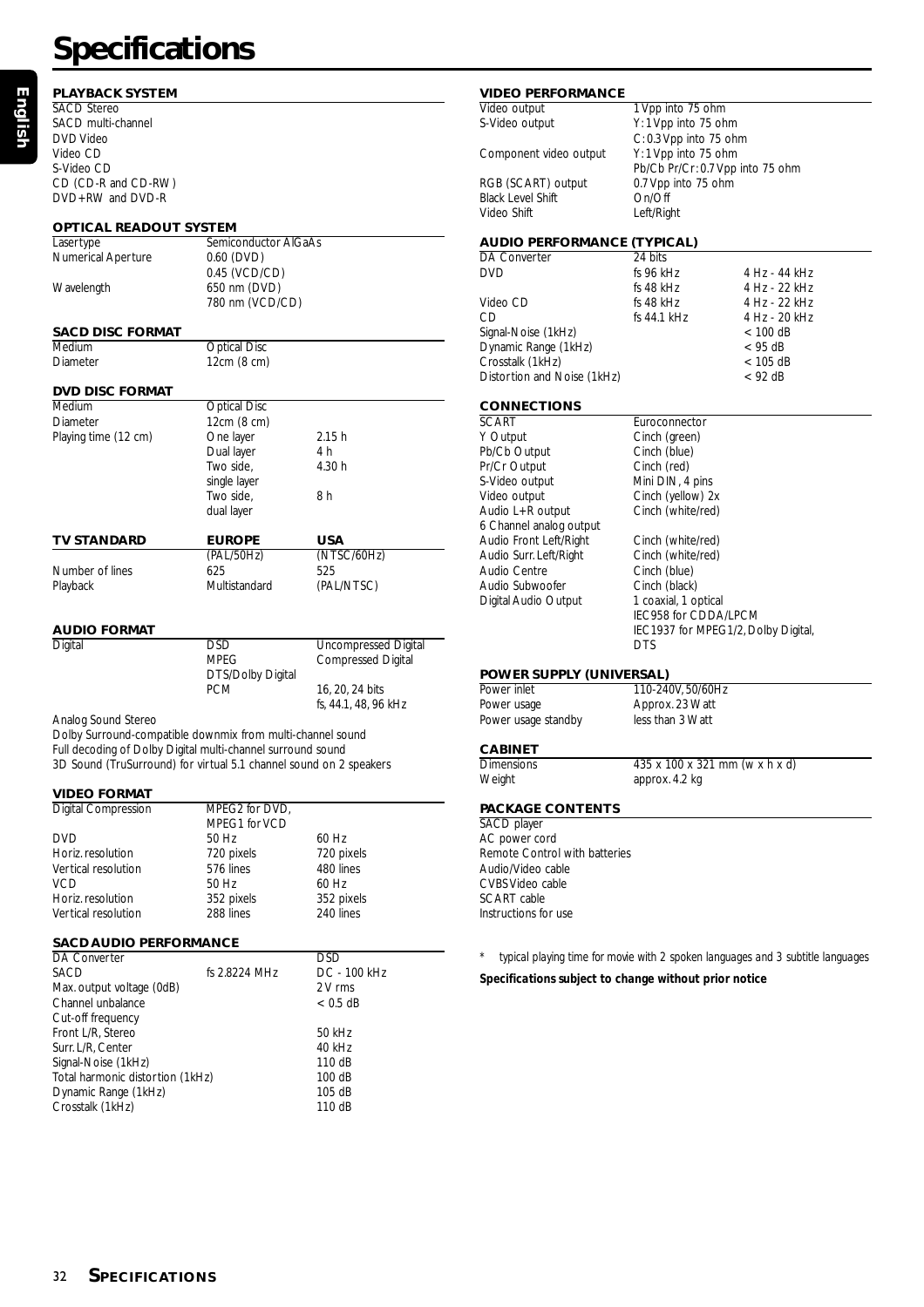# Specifications

## PLAYBACK SYSTEM

SACD Stereo
SACD multi-channel
DVD Video
Video CD
S-Video CD
CD (CD-R and CD-RW)
DVD+RW and DVD-R

## OPTICAL READOUT SYSTEM

| | |
|---|---|
| Lasertype | Semiconductor AlGaAs |
| Numerical Aperture | 0.60 (DVD) |
| | 0.45 (VCD/CD) |
| Wavelength | 650 nm (DVD) |
| | 780 nm (VCD/CD) |

## SACD DISC FORMAT

| | |
|---|---|
| Medium | Optical Disc |
| Diameter | 12cm (8 cm) |

## DVD DISC FORMAT

| | | |
|---|---|---|
| Medium | Optical Disc | |
| Diameter | 12cm (8 cm) | |
| Playing time (12 cm) | One layer | 2.15 h |
| | Dual layer | 4 h |
| | Two side, single layer | 4.30 h |
| | Two side, dual layer | 8 h |

## TV STANDARD

| TV STANDARD | EUROPE | USA |
|---|---|---|
| | (PAL/50Hz) | (NTSC/60Hz) |
| Number of lines | 625 | 525 |
| Playback | Multistandard | (PAL/NTSC) |

## AUDIO FORMAT

| | | |
|---|---|---|
| Digital | DSD | Uncompressed Digital |
| | MPEG | Compressed Digital |
| | DTS/Dolby Digital | |
| | PCM | 16, 20, 24 bits |
| | | fs, 44.1, 48, 96 kHz |

Analog Sound Stereo
Dolby Surround-compatible downmix from multi-channel sound
Full decoding of Dolby Digital multi-channel surround sound
3D Sound (TruSurround) for virtual 5.1 channel sound on 2 speakers

## VIDEO FORMAT

| | | |
|---|---|---|
| Digital Compression | MPEG2 for DVD, MPEG1 for VCD | |
| DVD | 50 Hz | 60 Hz |
| Horiz. resolution | 720 pixels | 720 pixels |
| Vertical resolution | 576 lines | 480 lines |
| VCD | 50 Hz | 60 Hz |
| Horiz. resolution | 352 pixels | 352 pixels |
| Vertical resolution | 288 lines | 240 lines |

## SACD AUDIO PERFORMANCE

| | | |
|---|---|---|
| DA Converter | | DSD |
| SACD | fs 2.8224 MHz | DC - 100 kHz |
| Max. output voltage (0dB) | | 2 V rms |
| Channel unbalance | | < 0.5 dB |
| Cut-off frequency | | |
| Front L/R, Stereo | | 50 kHz |
| Surr. L/R, Center | | 40 kHz |
| Signal-Noise (1kHz) | | 110 dB |
| Total harmonic distortion (1kHz) | | 100 dB |
| Dynamic Range (1kHz) | | 105 dB |
| Crosstalk (1kHz) | | 110 dB |

## VIDEO PERFORMANCE

| | |
|---|---|
| Video output | 1 Vpp into 75 ohm |
| S-Video output | Y: 1 Vpp into 75 ohm |
| | C: 0.3 Vpp into 75 ohm |
| Component video output | Y: 1 Vpp into 75 ohm |
| | Pb/Cb Pr/Cr: 0.7 Vpp into 75 ohm |
| RGB (SCART) output | 0.7 Vpp into 75 ohm |
| Black Level Shift | On/Off |
| Video Shift | Left/Right |

## AUDIO PERFORMANCE (TYPICAL)

| | | |
|---|---|---|
| DA Converter | 24 bits | |
| DVD | fs 96 kHz | 4 Hz - 44 kHz |
| | fs 48 kHz | 4 Hz - 22 kHz |
| Video CD | fs 48 kHz | 4 Hz - 22 kHz |
| CD | fs 44.1 kHz | 4 Hz - 20 kHz |
| Signal-Noise (1kHz) | | < 100 dB |
| Dynamic Range (1kHz) | | < 95 dB |
| Crosstalk (1kHz) | | < 105 dB |
| Distortion and Noise (1kHz) | | < 92 dB |

## CONNECTIONS

| | |
|---|---|
| SCART | Euroconnector |
| Y Output | Cinch (green) |
| Pb/Cb Output | Cinch (blue) |
| Pr/Cr Output | Cinch (red) |
| S-Video output | Mini DIN, 4 pins |
| Video output | Cinch (yellow) 2x |
| Audio L+R output | Cinch (white/red) |
| 6 Channel analog output | |
| Audio Front Left/Right | Cinch (white/red) |
| Audio Surr. Left/Right | Cinch (white/red) |
| Audio Centre | Cinch (blue) |
| Audio Subwoofer | Cinch (black) |
| Digital Audio Output | 1 coaxial, 1 optical |
| | IEC958 for CDDA/LPCM |
| | IEC1937 for MPEG1/2, Dolby Digital, DTS |

## POWER SUPPLY (UNIVERSAL)

| | |
|---|---|
| Power inlet | 110-240V, 50/60Hz |
| Power usage | Approx. 23 Watt |
| Power usage standby | less than 3 Watt |

## CABINET

| | |
|---|---|
| Dimensions | 435 x 100 x 321 mm (w x h x d) |
| Weight | approx. 4.2 kg |

## PACKAGE CONTENTS

SACD player
AC power cord
Remote Control with batteries
Audio/Video cable
CVBS Video cable
SCART cable
Instructions for use

\* *typical playing time for movie with 2 spoken languages and 3 subtitle languages*

***Specifications subject to change without prior notice***